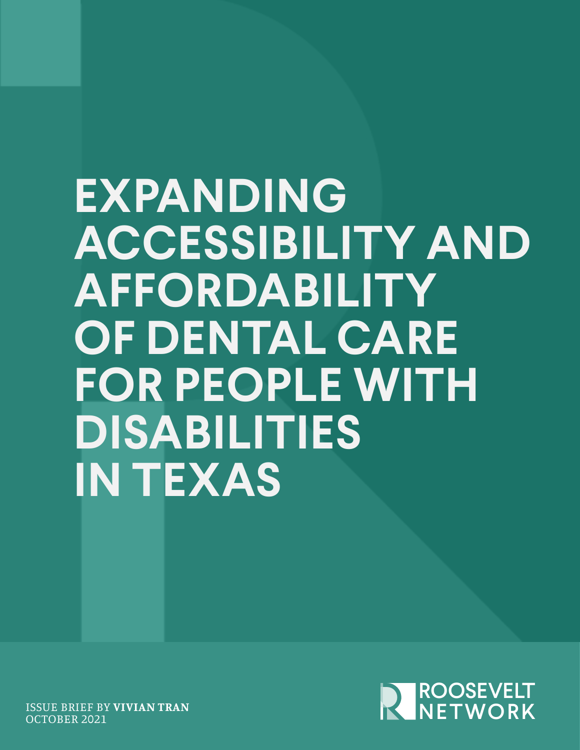# EXPANDING ACCESSIBILITY AND AFFORDABILITY OF DENTAL CARE FOR PEOPLE WITH DISABILITIES IN TEXAS

ISSUE BRIEF BY **VIVIAN TRAN**
OCTOBER 2021

ROOSEVELT NETWORK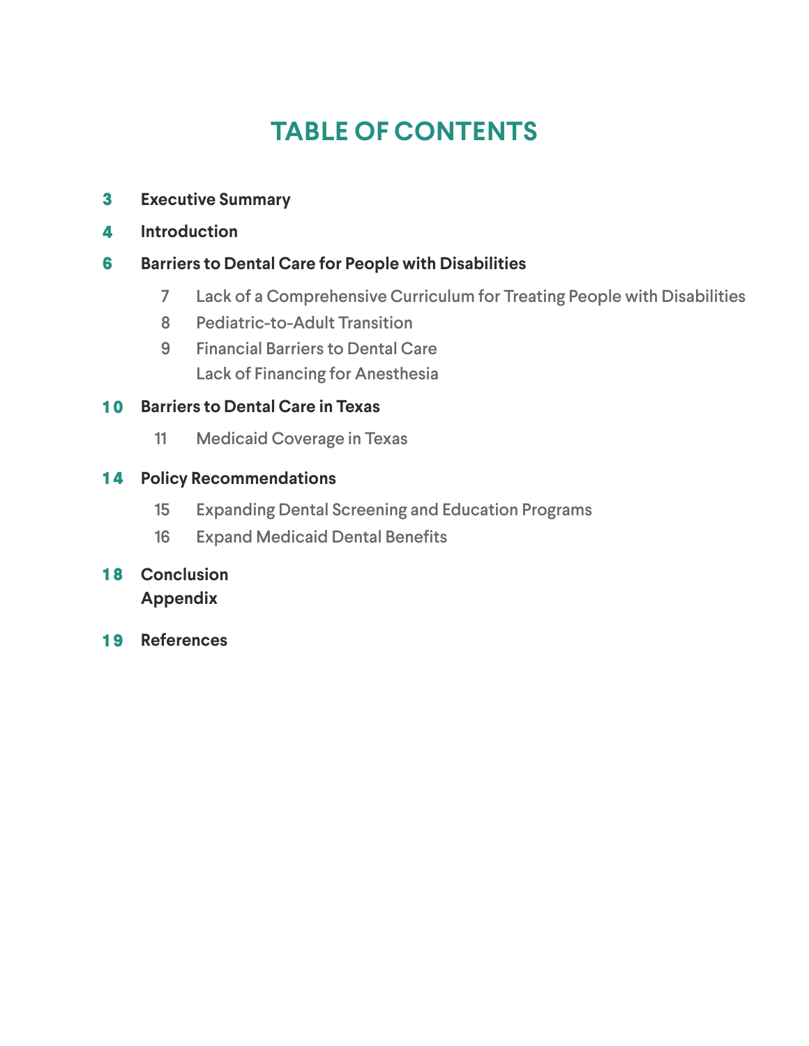# TABLE OF CONTENTS

**3** **Executive Summary**

**4** **Introduction**

**6** **Barriers to Dental Care for People with Disabilities**

- 7 Lack of a Comprehensive Curriculum for Treating People with Disabilities
- 8 Pediatric-to-Adult Transition
- 9 Financial Barriers to Dental Care
  - Lack of Financing for Anesthesia

**10** **Barriers to Dental Care in Texas**

- 11 Medicaid Coverage in Texas

**14** **Policy Recommendations**

- 15 Expanding Dental Screening and Education Programs
- 16 Expand Medicaid Dental Benefits

**18** **Conclusion**
**Appendix**

**19** **References**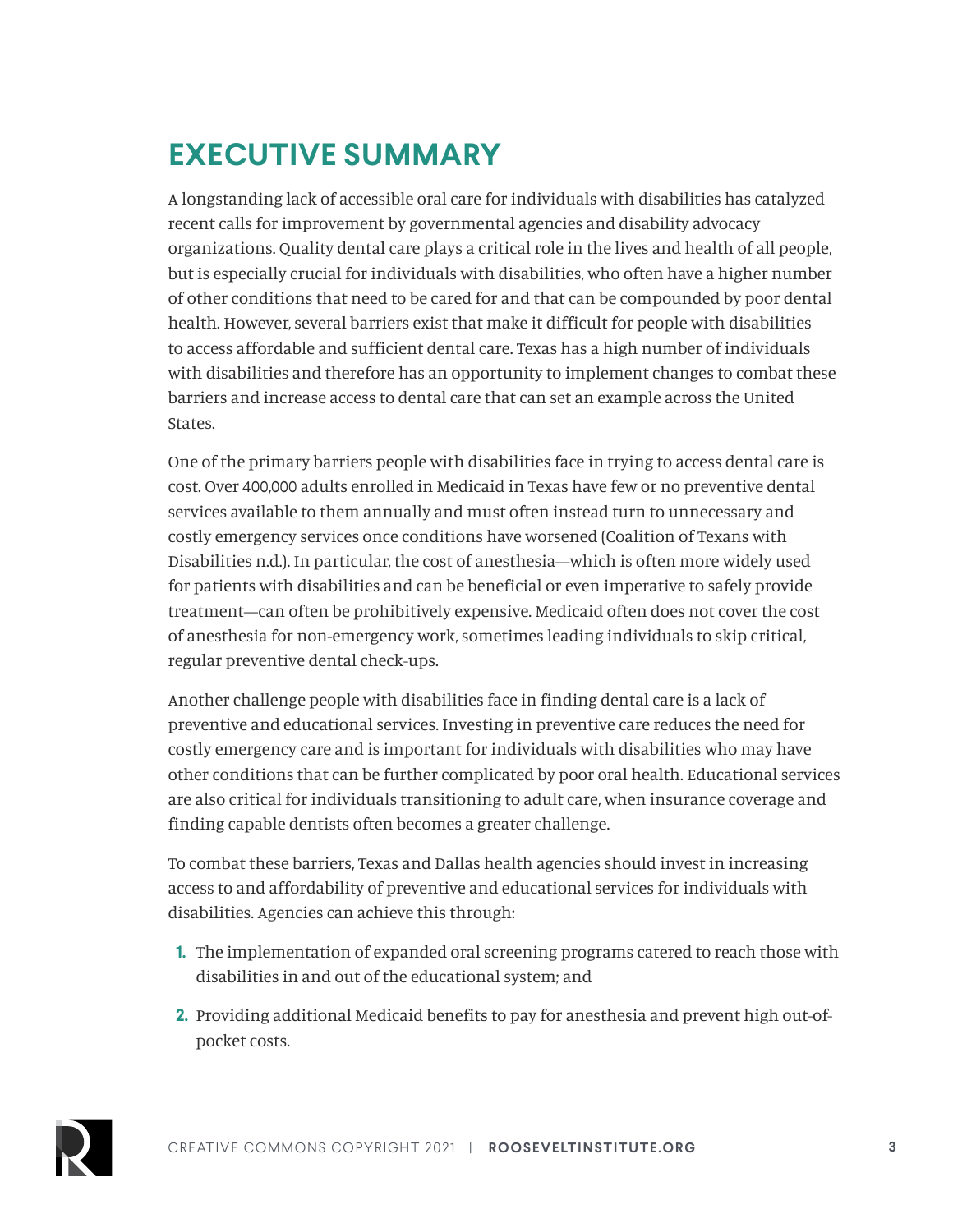## EXECUTIVE SUMMARY

A longstanding lack of accessible oral care for individuals with disabilities has catalyzed recent calls for improvement by governmental agencies and disability advocacy organizations. Quality dental care plays a critical role in the lives and health of all people, but is especially crucial for individuals with disabilities, who often have a higher number of other conditions that need to be cared for and that can be compounded by poor dental health. However, several barriers exist that make it difficult for people with disabilities to access affordable and sufficient dental care. Texas has a high number of individuals with disabilities and therefore has an opportunity to implement changes to combat these barriers and increase access to dental care that can set an example across the United States.

One of the primary barriers people with disabilities face in trying to access dental care is cost. Over 400,000 adults enrolled in Medicaid in Texas have few or no preventive dental services available to them annually and must often instead turn to unnecessary and costly emergency services once conditions have worsened (Coalition of Texans with Disabilities n.d.). In particular, the cost of anesthesia—which is often more widely used for patients with disabilities and can be beneficial or even imperative to safely provide treatment—can often be prohibitively expensive. Medicaid often does not cover the cost of anesthesia for non-emergency work, sometimes leading individuals to skip critical, regular preventive dental check-ups.

Another challenge people with disabilities face in finding dental care is a lack of preventive and educational services. Investing in preventive care reduces the need for costly emergency care and is important for individuals with disabilities who may have other conditions that can be further complicated by poor oral health. Educational services are also critical for individuals transitioning to adult care, when insurance coverage and finding capable dentists often becomes a greater challenge.

To combat these barriers, Texas and Dallas health agencies should invest in increasing access to and affordability of preventive and educational services for individuals with disabilities. Agencies can achieve this through:

1. The implementation of expanded oral screening programs catered to reach those with disabilities in and out of the educational system; and
2. Providing additional Medicaid benefits to pay for anesthesia and prevent high out-of-pocket costs.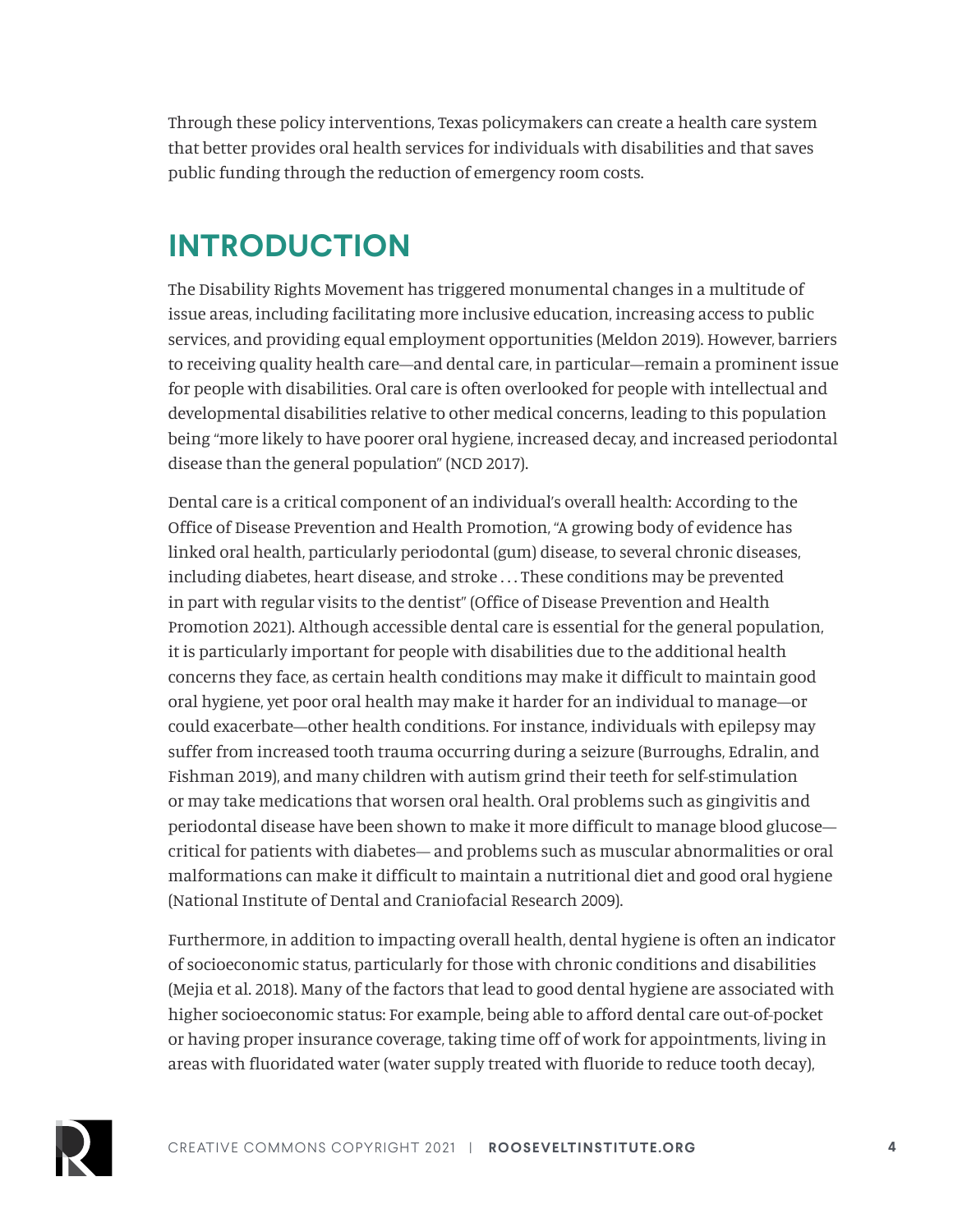Through these policy interventions, Texas policymakers can create a health care system that better provides oral health services for individuals with disabilities and that saves public funding through the reduction of emergency room costs.

## INTRODUCTION

The Disability Rights Movement has triggered monumental changes in a multitude of issue areas, including facilitating more inclusive education, increasing access to public services, and providing equal employment opportunities (Meldon 2019). However, barriers to receiving quality health care—and dental care, in particular—remain a prominent issue for people with disabilities. Oral care is often overlooked for people with intellectual and developmental disabilities relative to other medical concerns, leading to this population being "more likely to have poorer oral hygiene, increased decay, and increased periodontal disease than the general population" (NCD 2017).

Dental care is a critical component of an individual's overall health: According to the Office of Disease Prevention and Health Promotion, "A growing body of evidence has linked oral health, particularly periodontal (gum) disease, to several chronic diseases, including diabetes, heart disease, and stroke . . . These conditions may be prevented in part with regular visits to the dentist" (Office of Disease Prevention and Health Promotion 2021). Although accessible dental care is essential for the general population, it is particularly important for people with disabilities due to the additional health concerns they face, as certain health conditions may make it difficult to maintain good oral hygiene, yet poor oral health may make it harder for an individual to manage—or could exacerbate—other health conditions. For instance, individuals with epilepsy may suffer from increased tooth trauma occurring during a seizure (Burroughs, Edralin, and Fishman 2019), and many children with autism grind their teeth for self-stimulation or may take medications that worsen oral health. Oral problems such as gingivitis and periodontal disease have been shown to make it more difficult to manage blood glucose—critical for patients with diabetes— and problems such as muscular abnormalities or oral malformations can make it difficult to maintain a nutritional diet and good oral hygiene (National Institute of Dental and Craniofacial Research 2009).

Furthermore, in addition to impacting overall health, dental hygiene is often an indicator of socioeconomic status, particularly for those with chronic conditions and disabilities (Mejia et al. 2018). Many of the factors that lead to good dental hygiene are associated with higher socioeconomic status: For example, being able to afford dental care out-of-pocket or having proper insurance coverage, taking time off of work for appointments, living in areas with fluoridated water (water supply treated with fluoride to reduce tooth decay),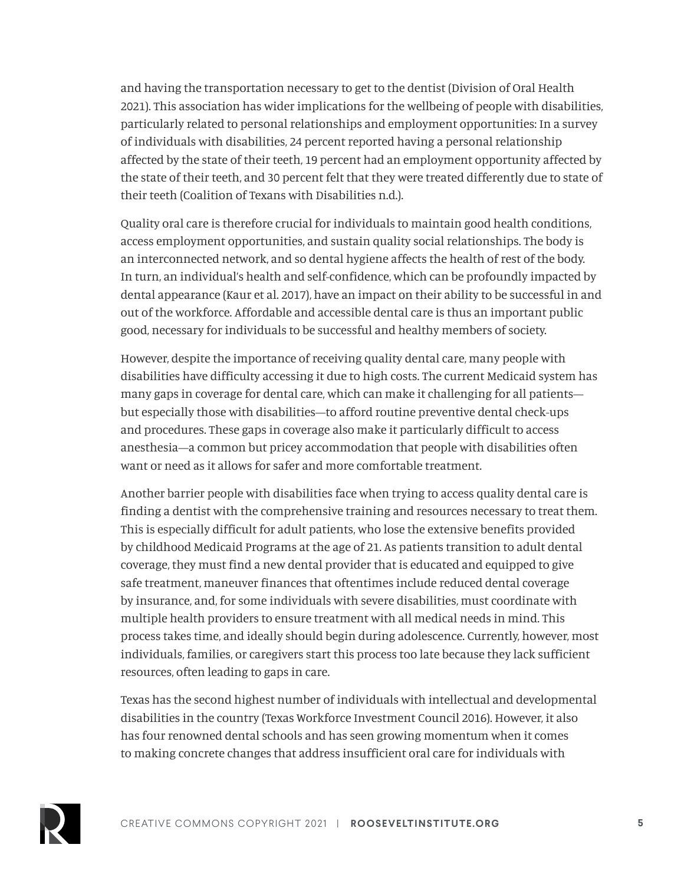and having the transportation necessary to get to the dentist (Division of Oral Health 2021). This association has wider implications for the wellbeing of people with disabilities, particularly related to personal relationships and employment opportunities: In a survey of individuals with disabilities, 24 percent reported having a personal relationship affected by the state of their teeth, 19 percent had an employment opportunity affected by the state of their teeth, and 30 percent felt that they were treated differently due to state of their teeth (Coalition of Texans with Disabilities n.d.).

Quality oral care is therefore crucial for individuals to maintain good health conditions, access employment opportunities, and sustain quality social relationships. The body is an interconnected network, and so dental hygiene affects the health of rest of the body. In turn, an individual's health and self-confidence, which can be profoundly impacted by dental appearance (Kaur et al. 2017), have an impact on their ability to be successful in and out of the workforce. Affordable and accessible dental care is thus an important public good, necessary for individuals to be successful and healthy members of society.

However, despite the importance of receiving quality dental care, many people with disabilities have difficulty accessing it due to high costs. The current Medicaid system has many gaps in coverage for dental care, which can make it challenging for all patients—but especially those with disabilities—to afford routine preventive dental check-ups and procedures. These gaps in coverage also make it particularly difficult to access anesthesia—a common but pricey accommodation that people with disabilities often want or need as it allows for safer and more comfortable treatment.

Another barrier people with disabilities face when trying to access quality dental care is finding a dentist with the comprehensive training and resources necessary to treat them. This is especially difficult for adult patients, who lose the extensive benefits provided by childhood Medicaid Programs at the age of 21. As patients transition to adult dental coverage, they must find a new dental provider that is educated and equipped to give safe treatment, maneuver finances that oftentimes include reduced dental coverage by insurance, and, for some individuals with severe disabilities, must coordinate with multiple health providers to ensure treatment with all medical needs in mind. This process takes time, and ideally should begin during adolescence. Currently, however, most individuals, families, or caregivers start this process too late because they lack sufficient resources, often leading to gaps in care.

Texas has the second highest number of individuals with intellectual and developmental disabilities in the country (Texas Workforce Investment Council 2016). However, it also has four renowned dental schools and has seen growing momentum when it comes to making concrete changes that address insufficient oral care for individuals with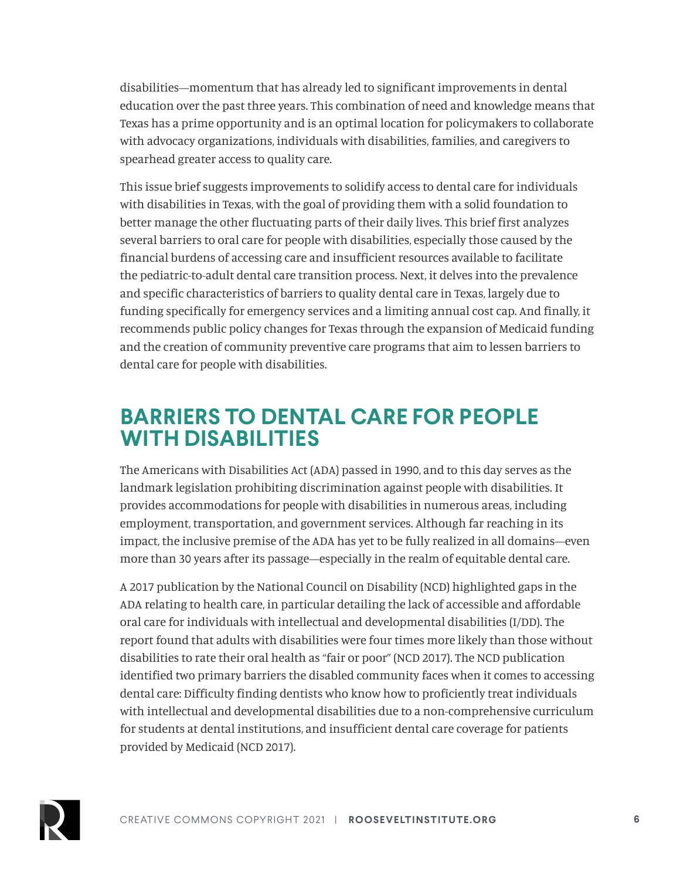disabilities—momentum that has already led to significant improvements in dental education over the past three years. This combination of need and knowledge means that Texas has a prime opportunity and is an optimal location for policymakers to collaborate with advocacy organizations, individuals with disabilities, families, and caregivers to spearhead greater access to quality care.

This issue brief suggests improvements to solidify access to dental care for individuals with disabilities in Texas, with the goal of providing them with a solid foundation to better manage the other fluctuating parts of their daily lives. This brief first analyzes several barriers to oral care for people with disabilities, especially those caused by the financial burdens of accessing care and insufficient resources available to facilitate the pediatric-to-adult dental care transition process. Next, it delves into the prevalence and specific characteristics of barriers to quality dental care in Texas, largely due to funding specifically for emergency services and a limiting annual cost cap. And finally, it recommends public policy changes for Texas through the expansion of Medicaid funding and the creation of community preventive care programs that aim to lessen barriers to dental care for people with disabilities.

## BARRIERS TO DENTAL CARE FOR PEOPLE WITH DISABILITIES

The Americans with Disabilities Act (ADA) passed in 1990, and to this day serves as the landmark legislation prohibiting discrimination against people with disabilities. It provides accommodations for people with disabilities in numerous areas, including employment, transportation, and government services. Although far reaching in its impact, the inclusive premise of the ADA has yet to be fully realized in all domains—even more than 30 years after its passage—especially in the realm of equitable dental care.

A 2017 publication by the National Council on Disability (NCD) highlighted gaps in the ADA relating to health care, in particular detailing the lack of accessible and affordable oral care for individuals with intellectual and developmental disabilities (I/DD). The report found that adults with disabilities were four times more likely than those without disabilities to rate their oral health as "fair or poor" (NCD 2017). The NCD publication identified two primary barriers the disabled community faces when it comes to accessing dental care: Difficulty finding dentists who know how to proficiently treat individuals with intellectual and developmental disabilities due to a non-comprehensive curriculum for students at dental institutions, and insufficient dental care coverage for patients provided by Medicaid (NCD 2017).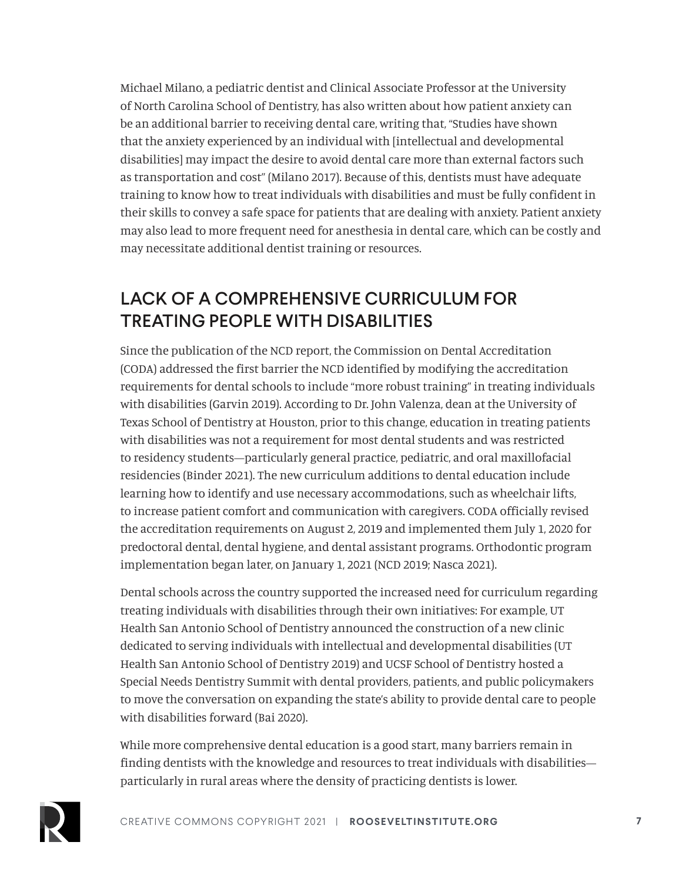Michael Milano, a pediatric dentist and Clinical Associate Professor at the University of North Carolina School of Dentistry, has also written about how patient anxiety can be an additional barrier to receiving dental care, writing that, "Studies have shown that the anxiety experienced by an individual with [intellectual and developmental disabilities] may impact the desire to avoid dental care more than external factors such as transportation and cost" (Milano 2017). Because of this, dentists must have adequate training to know how to treat individuals with disabilities and must be fully confident in their skills to convey a safe space for patients that are dealing with anxiety. Patient anxiety may also lead to more frequent need for anesthesia in dental care, which can be costly and may necessitate additional dentist training or resources.

## LACK OF A COMPREHENSIVE CURRICULUM FOR TREATING PEOPLE WITH DISABILITIES

Since the publication of the NCD report, the Commission on Dental Accreditation (CODA) addressed the first barrier the NCD identified by modifying the accreditation requirements for dental schools to include "more robust training" in treating individuals with disabilities (Garvin 2019). According to Dr. John Valenza, dean at the University of Texas School of Dentistry at Houston, prior to this change, education in treating patients with disabilities was not a requirement for most dental students and was restricted to residency students—particularly general practice, pediatric, and oral maxillofacial residencies (Binder 2021). The new curriculum additions to dental education include learning how to identify and use necessary accommodations, such as wheelchair lifts, to increase patient comfort and communication with caregivers. CODA officially revised the accreditation requirements on August 2, 2019 and implemented them July 1, 2020 for predoctoral dental, dental hygiene, and dental assistant programs. Orthodontic program implementation began later, on January 1, 2021 (NCD 2019; Nasca 2021).

Dental schools across the country supported the increased need for curriculum regarding treating individuals with disabilities through their own initiatives: For example, UT Health San Antonio School of Dentistry announced the construction of a new clinic dedicated to serving individuals with intellectual and developmental disabilities (UT Health San Antonio School of Dentistry 2019) and UCSF School of Dentistry hosted a Special Needs Dentistry Summit with dental providers, patients, and public policymakers to move the conversation on expanding the state's ability to provide dental care to people with disabilities forward (Bai 2020).

While more comprehensive dental education is a good start, many barriers remain in finding dentists with the knowledge and resources to treat individuals with disabilities—particularly in rural areas where the density of practicing dentists is lower.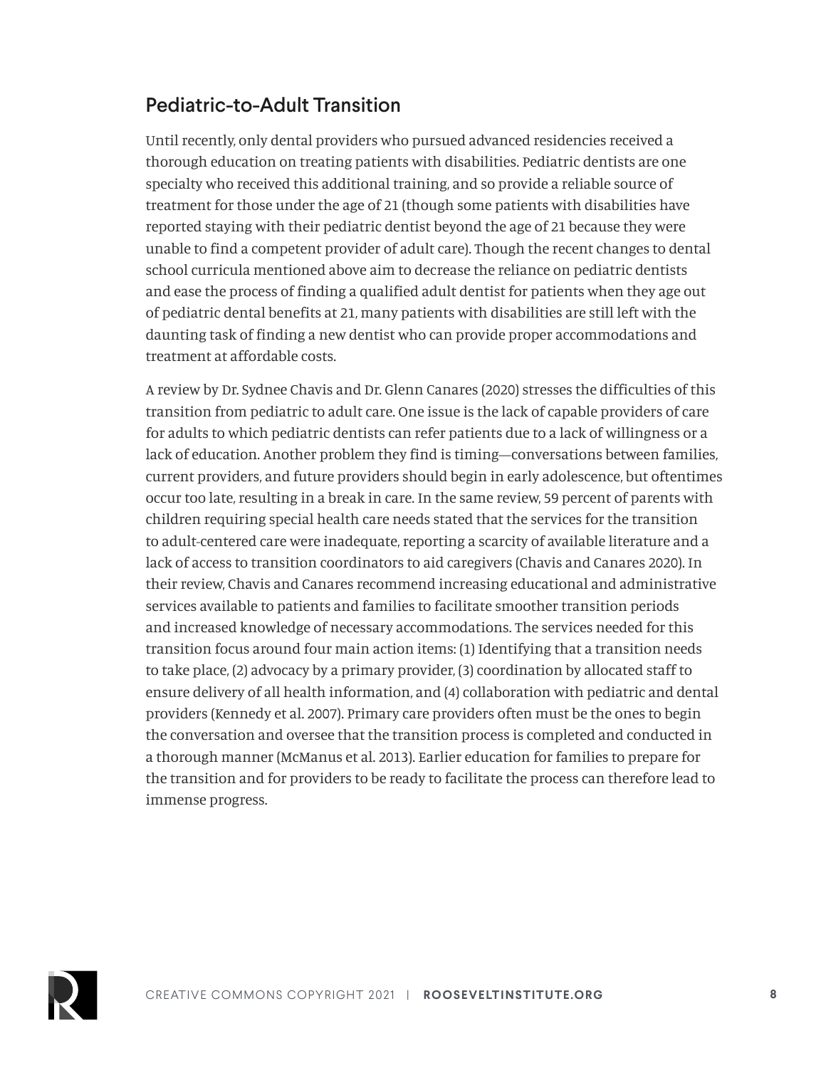## Pediatric-to-Adult Transition

Until recently, only dental providers who pursued advanced residencies received a thorough education on treating patients with disabilities. Pediatric dentists are one specialty who received this additional training, and so provide a reliable source of treatment for those under the age of 21 (though some patients with disabilities have reported staying with their pediatric dentist beyond the age of 21 because they were unable to find a competent provider of adult care). Though the recent changes to dental school curricula mentioned above aim to decrease the reliance on pediatric dentists and ease the process of finding a qualified adult dentist for patients when they age out of pediatric dental benefits at 21, many patients with disabilities are still left with the daunting task of finding a new dentist who can provide proper accommodations and treatment at affordable costs.

A review by Dr. Sydnee Chavis and Dr. Glenn Canares (2020) stresses the difficulties of this transition from pediatric to adult care. One issue is the lack of capable providers of care for adults to which pediatric dentists can refer patients due to a lack of willingness or a lack of education. Another problem they find is timing—conversations between families, current providers, and future providers should begin in early adolescence, but oftentimes occur too late, resulting in a break in care. In the same review, 59 percent of parents with children requiring special health care needs stated that the services for the transition to adult-centered care were inadequate, reporting a scarcity of available literature and a lack of access to transition coordinators to aid caregivers (Chavis and Canares 2020). In their review, Chavis and Canares recommend increasing educational and administrative services available to patients and families to facilitate smoother transition periods and increased knowledge of necessary accommodations. The services needed for this transition focus around four main action items: (1) Identifying that a transition needs to take place, (2) advocacy by a primary provider, (3) coordination by allocated staff to ensure delivery of all health information, and (4) collaboration with pediatric and dental providers (Kennedy et al. 2007). Primary care providers often must be the ones to begin the conversation and oversee that the transition process is completed and conducted in a thorough manner (McManus et al. 2013). Earlier education for families to prepare for the transition and for providers to be ready to facilitate the process can therefore lead to immense progress.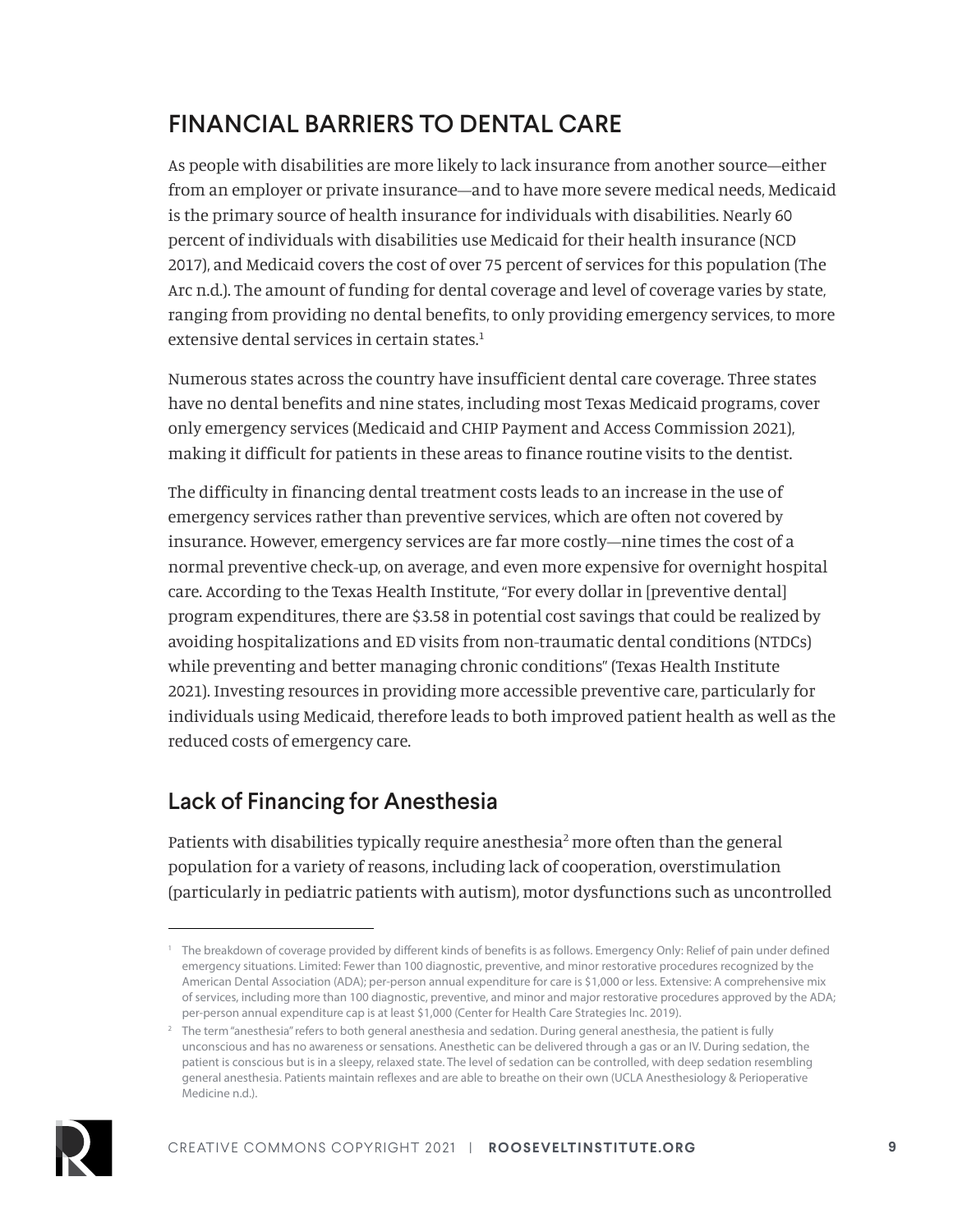## FINANCIAL BARRIERS TO DENTAL CARE

As people with disabilities are more likely to lack insurance from another source—either from an employer or private insurance—and to have more severe medical needs, Medicaid is the primary source of health insurance for individuals with disabilities. Nearly 60 percent of individuals with disabilities use Medicaid for their health insurance (NCD 2017), and Medicaid covers the cost of over 75 percent of services for this population (The Arc n.d.). The amount of funding for dental coverage and level of coverage varies by state, ranging from providing no dental benefits, to only providing emergency services, to more extensive dental services in certain states.[1]

Numerous states across the country have insufficient dental care coverage. Three states have no dental benefits and nine states, including most Texas Medicaid programs, cover only emergency services (Medicaid and CHIP Payment and Access Commission 2021), making it difficult for patients in these areas to finance routine visits to the dentist.

The difficulty in financing dental treatment costs leads to an increase in the use of emergency services rather than preventive services, which are often not covered by insurance. However, emergency services are far more costly—nine times the cost of a normal preventive check-up, on average, and even more expensive for overnight hospital care. According to the Texas Health Institute, "For every dollar in [preventive dental] program expenditures, there are $3.58 in potential cost savings that could be realized by avoiding hospitalizations and ED visits from non-traumatic dental conditions (NTDCs) while preventing and better managing chronic conditions" (Texas Health Institute 2021). Investing resources in providing more accessible preventive care, particularly for individuals using Medicaid, therefore leads to both improved patient health as well as the reduced costs of emergency care.

### Lack of Financing for Anesthesia

Patients with disabilities typically require anesthesia[2] more often than the general population for a variety of reasons, including lack of cooperation, overstimulation (particularly in pediatric patients with autism), motor dysfunctions such as uncontrolled

---

[1] The breakdown of coverage provided by different kinds of benefits is as follows. Emergency Only: Relief of pain under defined emergency situations. Limited: Fewer than 100 diagnostic, preventive, and minor restorative procedures recognized by the American Dental Association (ADA); per-person annual expenditure for care is $1,000 or less. Extensive: A comprehensive mix of services, including more than 100 diagnostic, preventive, and minor and major restorative procedures approved by the ADA; per-person annual expenditure cap is at least $1,000 (Center for Health Care Strategies Inc. 2019).

[2] The term "anesthesia" refers to both general anesthesia and sedation. During general anesthesia, the patient is fully unconscious and has no awareness or sensations. Anesthetic can be delivered through a gas or an IV. During sedation, the patient is conscious but is in a sleepy, relaxed state. The level of sedation can be controlled, with deep sedation resembling general anesthesia. Patients maintain reflexes and are able to breathe on their own (UCLA Anesthesiology & Perioperative Medicine n.d.).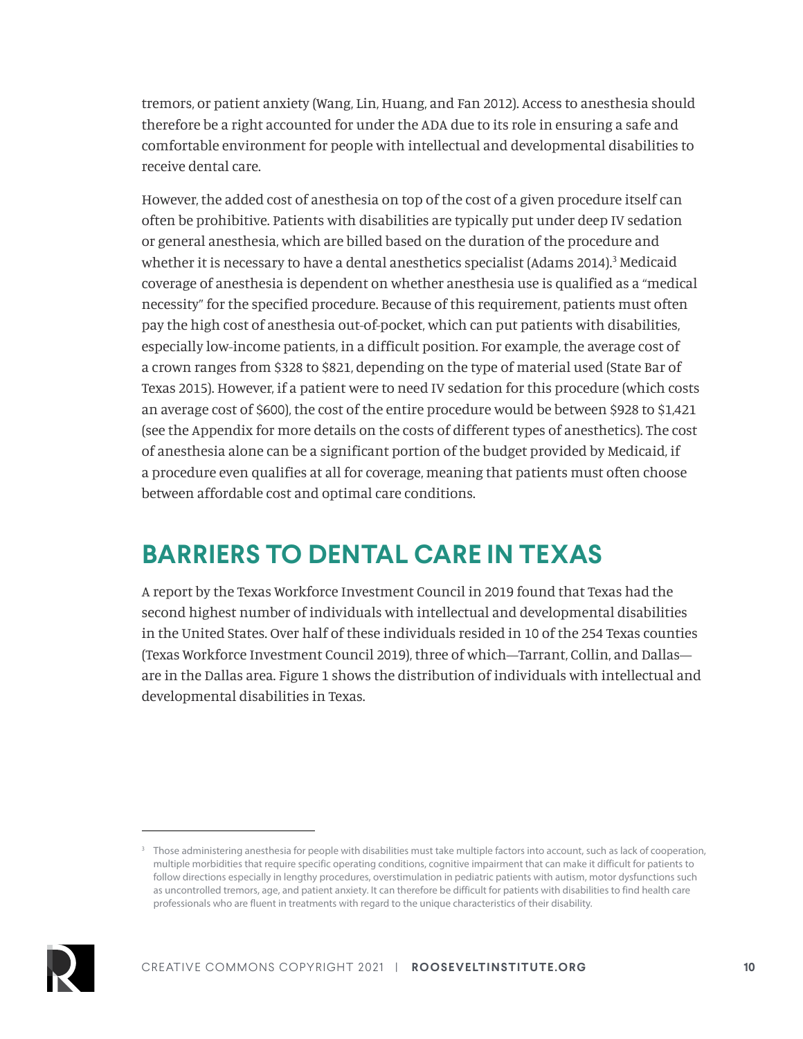tremors, or patient anxiety (Wang, Lin, Huang, and Fan 2012). Access to anesthesia should therefore be a right accounted for under the ADA due to its role in ensuring a safe and comfortable environment for people with intellectual and developmental disabilities to receive dental care.

However, the added cost of anesthesia on top of the cost of a given procedure itself can often be prohibitive. Patients with disabilities are typically put under deep IV sedation or general anesthesia, which are billed based on the duration of the procedure and whether it is necessary to have a dental anesthetics specialist (Adams 2014).[3] Medicaid coverage of anesthesia is dependent on whether anesthesia use is qualified as a "medical necessity" for the specified procedure. Because of this requirement, patients must often pay the high cost of anesthesia out-of-pocket, which can put patients with disabilities, especially low-income patients, in a difficult position. For example, the average cost of a crown ranges from $328 to $821, depending on the type of material used (State Bar of Texas 2015). However, if a patient were to need IV sedation for this procedure (which costs an average cost of $600), the cost of the entire procedure would be between $928 to $1,421 (see the Appendix for more details on the costs of different types of anesthetics). The cost of anesthesia alone can be a significant portion of the budget provided by Medicaid, if a procedure even qualifies at all for coverage, meaning that patients must often choose between affordable cost and optimal care conditions.

## BARRIERS TO DENTAL CARE IN TEXAS

A report by the Texas Workforce Investment Council in 2019 found that Texas had the second highest number of individuals with intellectual and developmental disabilities in the United States. Over half of these individuals resided in 10 of the 254 Texas counties (Texas Workforce Investment Council 2019), three of which—Tarrant, Collin, and Dallas—are in the Dallas area. Figure 1 shows the distribution of individuals with intellectual and developmental disabilities in Texas.

---

[3] Those administering anesthesia for people with disabilities must take multiple factors into account, such as lack of cooperation, multiple morbidities that require specific operating conditions, cognitive impairment that can make it difficult for patients to follow directions especially in lengthy procedures, overstimulation in pediatric patients with autism, motor dysfunctions such as uncontrolled tremors, age, and patient anxiety. It can therefore be difficult for patients with disabilities to find health care professionals who are fluent in treatments with regard to the unique characteristics of their disability.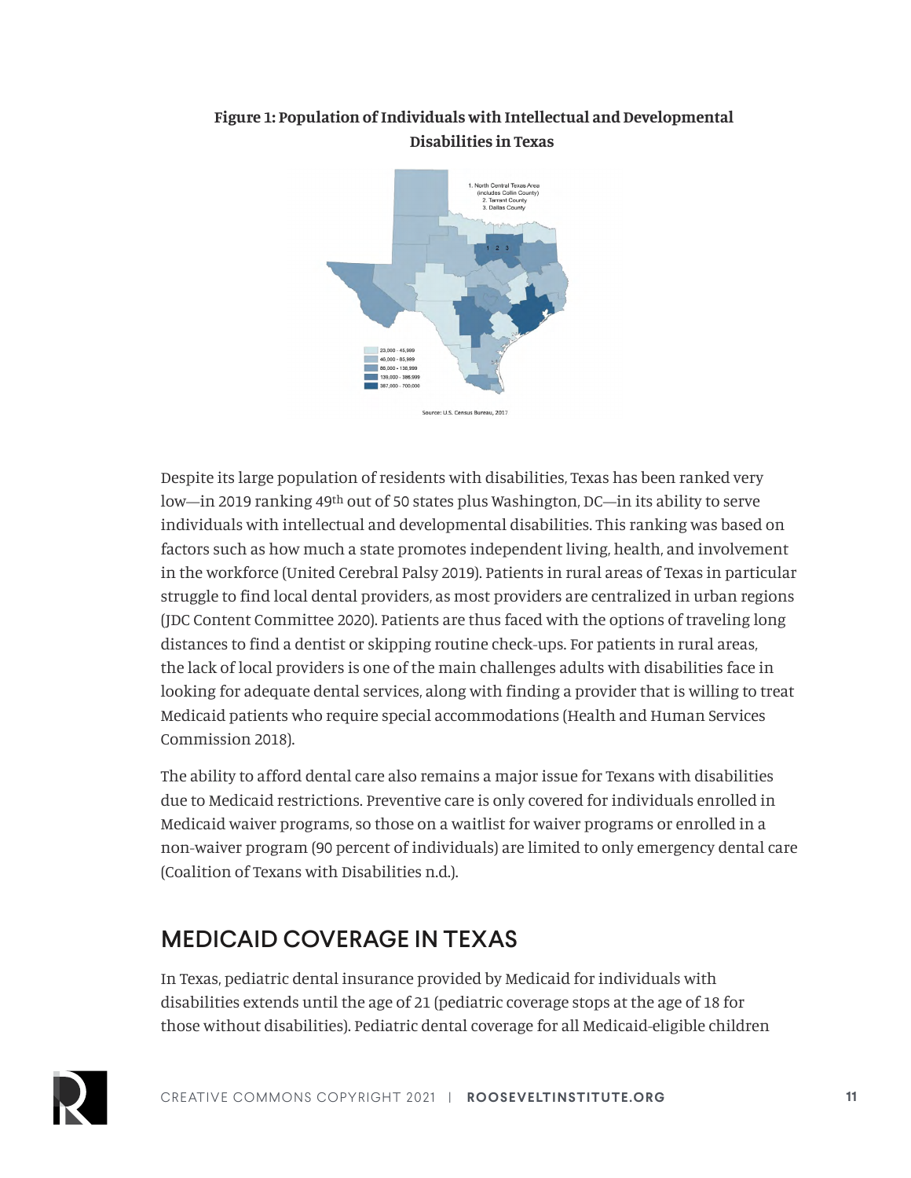**Figure 1: Population of Individuals with Intellectual and Developmental Disabilities in Texas**

1. North Central Texas Area (includes Collin County)
2. Tarrant County
3. Dallas County

23,000 - 45,999
46,000 - 85,999
86,000 - 138,999
139,000 - 386,999
387,000 - 700,000

Source: U.S. Census Bureau, 2017

Despite its large population of residents with disabilities, Texas has been ranked very low—in 2019 ranking 49th out of 50 states plus Washington, DC—in its ability to serve individuals with intellectual and developmental disabilities. This ranking was based on factors such as how much a state promotes independent living, health, and involvement in the workforce (United Cerebral Palsy 2019). Patients in rural areas of Texas in particular struggle to find local dental providers, as most providers are centralized in urban regions (JDC Content Committee 2020). Patients are thus faced with the options of traveling long distances to find a dentist or skipping routine check-ups. For patients in rural areas, the lack of local providers is one of the main challenges adults with disabilities face in looking for adequate dental services, along with finding a provider that is willing to treat Medicaid patients who require special accommodations (Health and Human Services Commission 2018).

The ability to afford dental care also remains a major issue for Texans with disabilities due to Medicaid restrictions. Preventive care is only covered for individuals enrolled in Medicaid waiver programs, so those on a waitlist for waiver programs or enrolled in a non-waiver program (90 percent of individuals) are limited to only emergency dental care (Coalition of Texans with Disabilities n.d.).

## MEDICAID COVERAGE IN TEXAS

In Texas, pediatric dental insurance provided by Medicaid for individuals with disabilities extends until the age of 21 (pediatric coverage stops at the age of 18 for those without disabilities). Pediatric dental coverage for all Medicaid-eligible children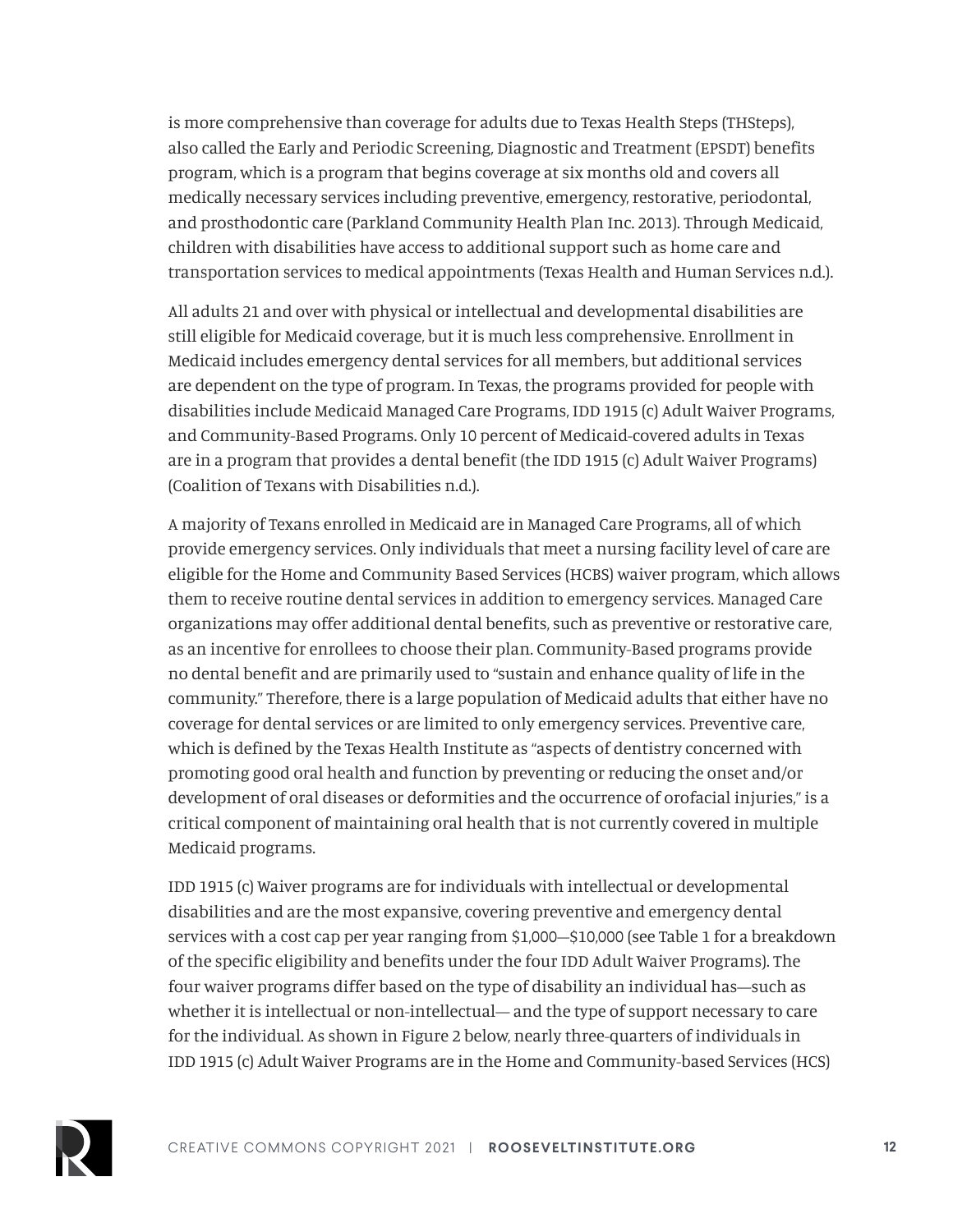is more comprehensive than coverage for adults due to Texas Health Steps (THSteps), also called the Early and Periodic Screening, Diagnostic and Treatment (EPSDT) benefits program, which is a program that begins coverage at six months old and covers all medically necessary services including preventive, emergency, restorative, periodontal, and prosthodontic care (Parkland Community Health Plan Inc. 2013). Through Medicaid, children with disabilities have access to additional support such as home care and transportation services to medical appointments (Texas Health and Human Services n.d.).

All adults 21 and over with physical or intellectual and developmental disabilities are still eligible for Medicaid coverage, but it is much less comprehensive. Enrollment in Medicaid includes emergency dental services for all members, but additional services are dependent on the type of program. In Texas, the programs provided for people with disabilities include Medicaid Managed Care Programs, IDD 1915 (c) Adult Waiver Programs, and Community-Based Programs. Only 10 percent of Medicaid-covered adults in Texas are in a program that provides a dental benefit (the IDD 1915 (c) Adult Waiver Programs) (Coalition of Texans with Disabilities n.d.).

A majority of Texans enrolled in Medicaid are in Managed Care Programs, all of which provide emergency services. Only individuals that meet a nursing facility level of care are eligible for the Home and Community Based Services (HCBS) waiver program, which allows them to receive routine dental services in addition to emergency services. Managed Care organizations may offer additional dental benefits, such as preventive or restorative care, as an incentive for enrollees to choose their plan. Community-Based programs provide no dental benefit and are primarily used to "sustain and enhance quality of life in the community." Therefore, there is a large population of Medicaid adults that either have no coverage for dental services or are limited to only emergency services. Preventive care, which is defined by the Texas Health Institute as "aspects of dentistry concerned with promoting good oral health and function by preventing or reducing the onset and/or development of oral diseases or deformities and the occurrence of orofacial injuries," is a critical component of maintaining oral health that is not currently covered in multiple Medicaid programs.

IDD 1915 (c) Waiver programs are for individuals with intellectual or developmental disabilities and are the most expansive, covering preventive and emergency dental services with a cost cap per year ranging from $1,000–$10,000 (see Table 1 for a breakdown of the specific eligibility and benefits under the four IDD Adult Waiver Programs). The four waiver programs differ based on the type of disability an individual has—such as whether it is intellectual or non-intellectual— and the type of support necessary to care for the individual. As shown in Figure 2 below, nearly three-quarters of individuals in IDD 1915 (c) Adult Waiver Programs are in the Home and Community-based Services (HCS)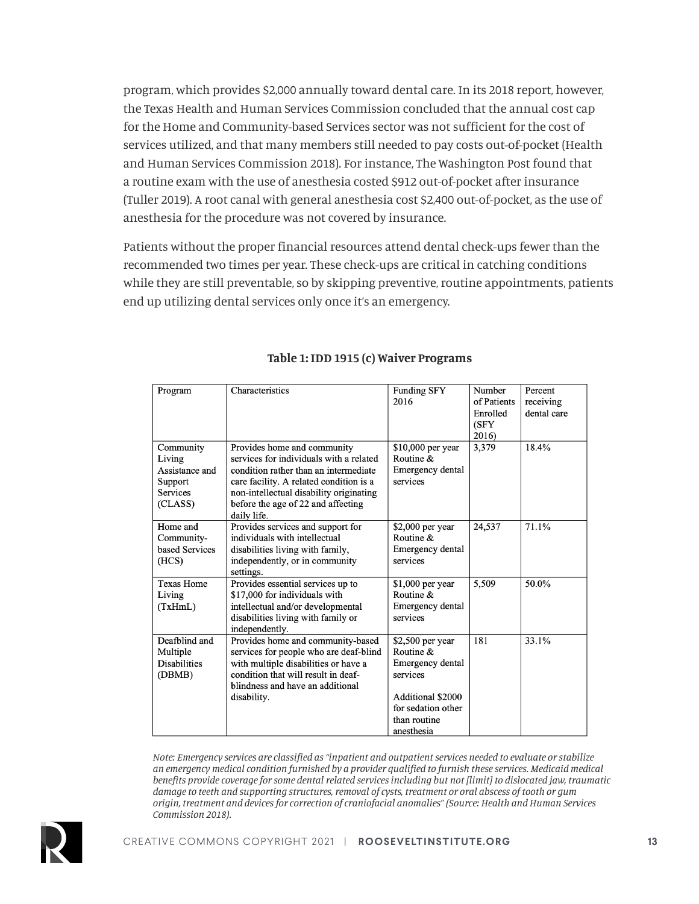program, which provides $2,000 annually toward dental care. In its 2018 report, however, the Texas Health and Human Services Commission concluded that the annual cost cap for the Home and Community-based Services sector was not sufficient for the cost of services utilized, and that many members still needed to pay costs out-of-pocket (Health and Human Services Commission 2018). For instance, The Washington Post found that a routine exam with the use of anesthesia costed $912 out-of-pocket after insurance (Tuller 2019). A root canal with general anesthesia cost $2,400 out-of-pocket, as the use of anesthesia for the procedure was not covered by insurance.

Patients without the proper financial resources attend dental check-ups fewer than the recommended two times per year. These check-ups are critical in catching conditions while they are still preventable, so by skipping preventive, routine appointments, patients end up utilizing dental services only once it's an emergency.

**Table 1: IDD 1915 (c) Waiver Programs**

| Program | Characteristics | Funding SFY 2016 | Number of Patients Enrolled (SFY 2016) | Percent receiving dental care |
|---|---|---|---|---|
| Community Living Assistance and Support Services (CLASS) | Provides home and community services for individuals with a related condition rather than an intermediate care facility. A related condition is a non-intellectual disability originating before the age of 22 and affecting daily life. | $10,000 per year Routine & Emergency dental services | 3,379 | 18.4% |
| Home and Community-based Services (HCS) | Provides services and support for individuals with intellectual disabilities living with family, independently, or in community settings. | $2,000 per year Routine & Emergency dental services | 24,537 | 71.1% |
| Texas Home Living (TxHmL) | Provides essential services up to $17,000 for individuals with intellectual and/or developmental disabilities living with family or independently. | $1,000 per year Routine & Emergency dental services | 5,509 | 50.0% |
| Deafblind and Multiple Disabilities (DBMB) | Provides home and community-based services for people who are deaf-blind with multiple disabilities or have a condition that will result in deaf-blindness and have an additional disability. | $2,500 per year Routine & Emergency dental services<br><br>Additional $2000 for sedation other than routine anesthesia | 181 | 33.1% |

*Note: Emergency services are classified as "inpatient and outpatient services needed to evaluate or stabilize an emergency medical condition furnished by a provider qualified to furnish these services. Medicaid medical benefits provide coverage for some dental related services including but not [limit] to dislocated jaw, traumatic damage to teeth and supporting structures, removal of cysts, treatment or oral abscess of tooth or gum origin, treatment and devices for correction of craniofacial anomalies" (Source: Health and Human Services Commission 2018).*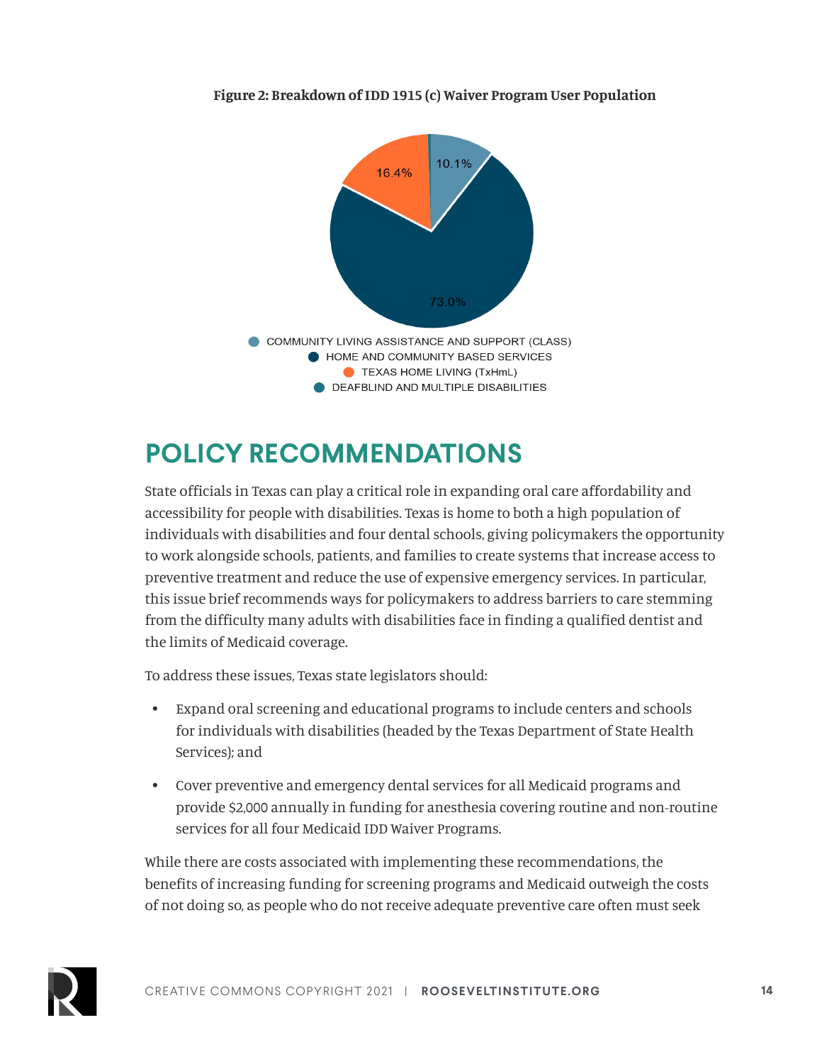**Figure 2: Breakdown of IDD 1915 (c) Waiver Program User Population**

| Program | Share |
|---|---|
| COMMUNITY LIVING ASSISTANCE AND SUPPORT (CLASS) | 10.1% |
| HOME AND COMMUNITY BASED SERVICES | 73.0% |
| TEXAS HOME LIVING (TxHmL) | 16.4% |
| DEAFBLIND AND MULTIPLE DISABILITIES | |

## POLICY RECOMMENDATIONS

State officials in Texas can play a critical role in expanding oral care affordability and accessibility for people with disabilities. Texas is home to both a high population of individuals with disabilities and four dental schools, giving policymakers the opportunity to work alongside schools, patients, and families to create systems that increase access to preventive treatment and reduce the use of expensive emergency services. In particular, this issue brief recommends ways for policymakers to address barriers to care stemming from the difficulty many adults with disabilities face in finding a qualified dentist and the limits of Medicaid coverage.

To address these issues, Texas state legislators should:

- Expand oral screening and educational programs to include centers and schools for individuals with disabilities (headed by the Texas Department of State Health Services); and
- Cover preventive and emergency dental services for all Medicaid programs and provide $2,000 annually in funding for anesthesia covering routine and non-routine services for all four Medicaid IDD Waiver Programs.

While there are costs associated with implementing these recommendations, the benefits of increasing funding for screening programs and Medicaid outweigh the costs of not doing so, as people who do not receive adequate preventive care often must seek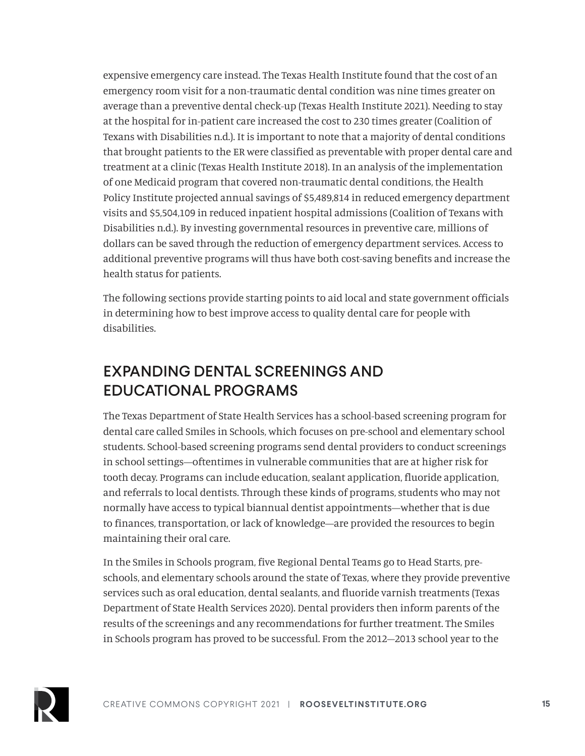expensive emergency care instead. The Texas Health Institute found that the cost of an emergency room visit for a non-traumatic dental condition was nine times greater on average than a preventive dental check-up (Texas Health Institute 2021). Needing to stay at the hospital for in-patient care increased the cost to 230 times greater (Coalition of Texans with Disabilities n.d.). It is important to note that a majority of dental conditions that brought patients to the ER were classified as preventable with proper dental care and treatment at a clinic (Texas Health Institute 2018). In an analysis of the implementation of one Medicaid program that covered non-traumatic dental conditions, the Health Policy Institute projected annual savings of $5,489,814 in reduced emergency department visits and $5,504,109 in reduced inpatient hospital admissions (Coalition of Texans with Disabilities n.d.). By investing governmental resources in preventive care, millions of dollars can be saved through the reduction of emergency department services. Access to additional preventive programs will thus have both cost-saving benefits and increase the health status for patients.

The following sections provide starting points to aid local and state government officials in determining how to best improve access to quality dental care for people with disabilities.

## EXPANDING DENTAL SCREENINGS AND EDUCATIONAL PROGRAMS

The Texas Department of State Health Services has a school-based screening program for dental care called Smiles in Schools, which focuses on pre-school and elementary school students. School-based screening programs send dental providers to conduct screenings in school settings—oftentimes in vulnerable communities that are at higher risk for tooth decay. Programs can include education, sealant application, fluoride application, and referrals to local dentists. Through these kinds of programs, students who may not normally have access to typical biannual dentist appointments—whether that is due to finances, transportation, or lack of knowledge—are provided the resources to begin maintaining their oral care.

In the Smiles in Schools program, five Regional Dental Teams go to Head Starts, pre-schools, and elementary schools around the state of Texas, where they provide preventive services such as oral education, dental sealants, and fluoride varnish treatments (Texas Department of State Health Services 2020). Dental providers then inform parents of the results of the screenings and any recommendations for further treatment. The Smiles in Schools program has proved to be successful. From the 2012—2013 school year to the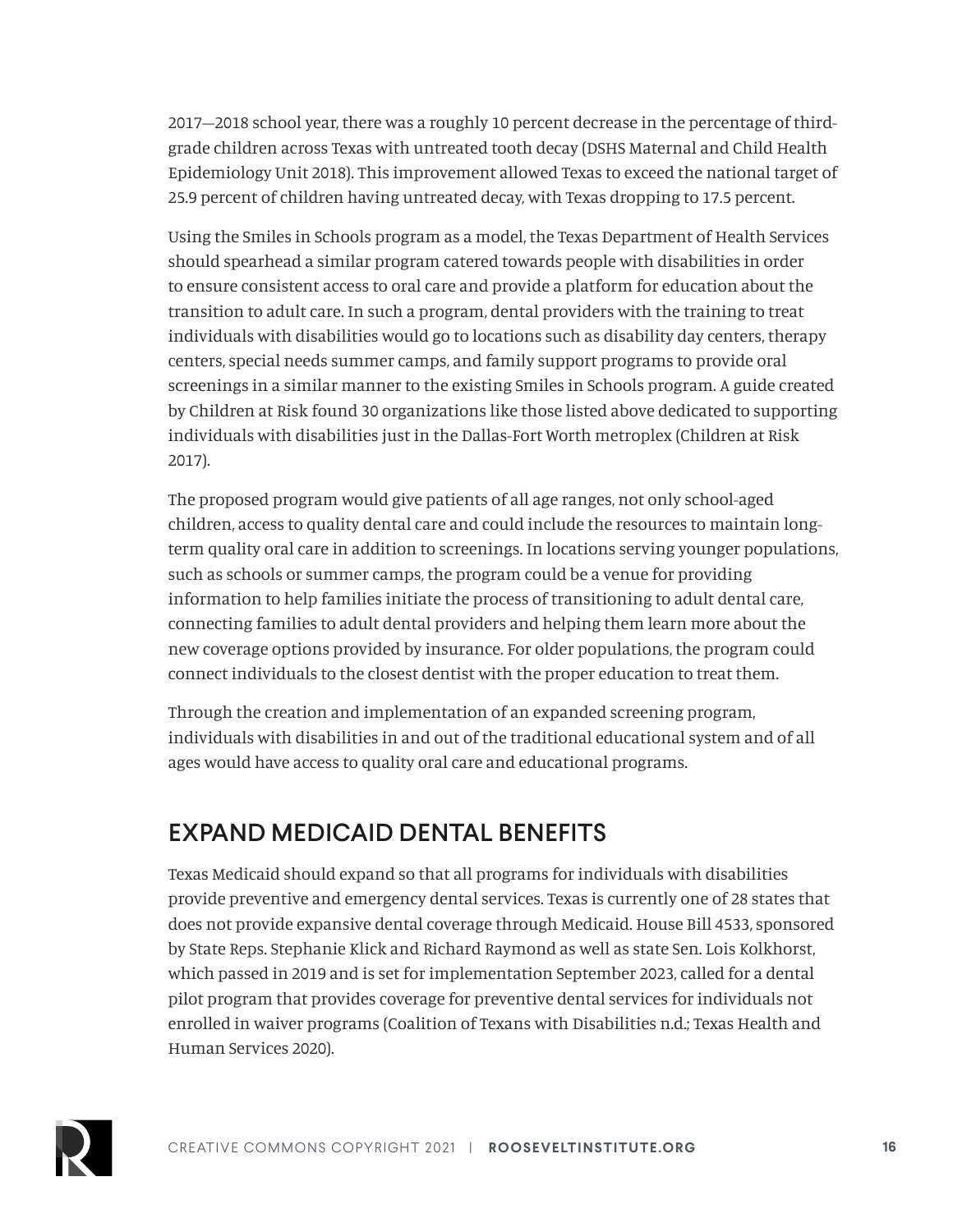2017—2018 school year, there was a roughly 10 percent decrease in the percentage of third-grade children across Texas with untreated tooth decay (DSHS Maternal and Child Health Epidemiology Unit 2018). This improvement allowed Texas to exceed the national target of 25.9 percent of children having untreated decay, with Texas dropping to 17.5 percent.

Using the Smiles in Schools program as a model, the Texas Department of Health Services should spearhead a similar program catered towards people with disabilities in order to ensure consistent access to oral care and provide a platform for education about the transition to adult care. In such a program, dental providers with the training to treat individuals with disabilities would go to locations such as disability day centers, therapy centers, special needs summer camps, and family support programs to provide oral screenings in a similar manner to the existing Smiles in Schools program. A guide created by Children at Risk found 30 organizations like those listed above dedicated to supporting individuals with disabilities just in the Dallas-Fort Worth metroplex (Children at Risk 2017).

The proposed program would give patients of all age ranges, not only school-aged children, access to quality dental care and could include the resources to maintain long-term quality oral care in addition to screenings. In locations serving younger populations, such as schools or summer camps, the program could be a venue for providing information to help families initiate the process of transitioning to adult dental care, connecting families to adult dental providers and helping them learn more about the new coverage options provided by insurance. For older populations, the program could connect individuals to the closest dentist with the proper education to treat them.

Through the creation and implementation of an expanded screening program, individuals with disabilities in and out of the traditional educational system and of all ages would have access to quality oral care and educational programs.

## EXPAND MEDICAID DENTAL BENEFITS

Texas Medicaid should expand so that all programs for individuals with disabilities provide preventive and emergency dental services. Texas is currently one of 28 states that does not provide expansive dental coverage through Medicaid. House Bill 4533, sponsored by State Reps. Stephanie Klick and Richard Raymond as well as state Sen. Lois Kolkhorst, which passed in 2019 and is set for implementation September 2023, called for a dental pilot program that provides coverage for preventive dental services for individuals not enrolled in waiver programs (Coalition of Texans with Disabilities n.d.; Texas Health and Human Services 2020).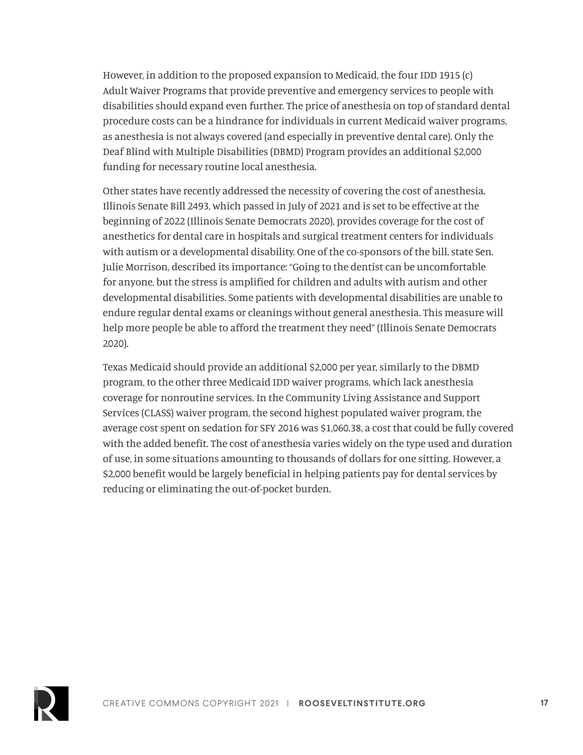However, in addition to the proposed expansion to Medicaid, the four IDD 1915 (c) Adult Waiver Programs that provide preventive and emergency services to people with disabilities should expand even further. The price of anesthesia on top of standard dental procedure costs can be a hindrance for individuals in current Medicaid waiver programs, as anesthesia is not always covered (and especially in preventive dental care). Only the Deaf Blind with Multiple Disabilities (DBMD) Program provides an additional $2,000 funding for necessary routine local anesthesia.

Other states have recently addressed the necessity of covering the cost of anesthesia. Illinois Senate Bill 2493, which passed in July of 2021 and is set to be effective at the beginning of 2022 (Illinois Senate Democrats 2020), provides coverage for the cost of anesthetics for dental care in hospitals and surgical treatment centers for individuals with autism or a developmental disability. One of the co-sponsors of the bill, state Sen. Julie Morrison, described its importance: "Going to the dentist can be uncomfortable for anyone, but the stress is amplified for children and adults with autism and other developmental disabilities. Some patients with developmental disabilities are unable to endure regular dental exams or cleanings without general anesthesia. This measure will help more people be able to afford the treatment they need" (Illinois Senate Democrats 2020).

Texas Medicaid should provide an additional $2,000 per year, similarly to the DBMD program, to the other three Medicaid IDD waiver programs, which lack anesthesia coverage for nonroutine services. In the Community Living Assistance and Support Services (CLASS) waiver program, the second highest populated waiver program, the average cost spent on sedation for SFY 2016 was $1,060.38, a cost that could be fully covered with the added benefit. The cost of anesthesia varies widely on the type used and duration of use, in some situations amounting to thousands of dollars for one sitting. However, a $2,000 benefit would be largely beneficial in helping patients pay for dental services by reducing or eliminating the out-of-pocket burden.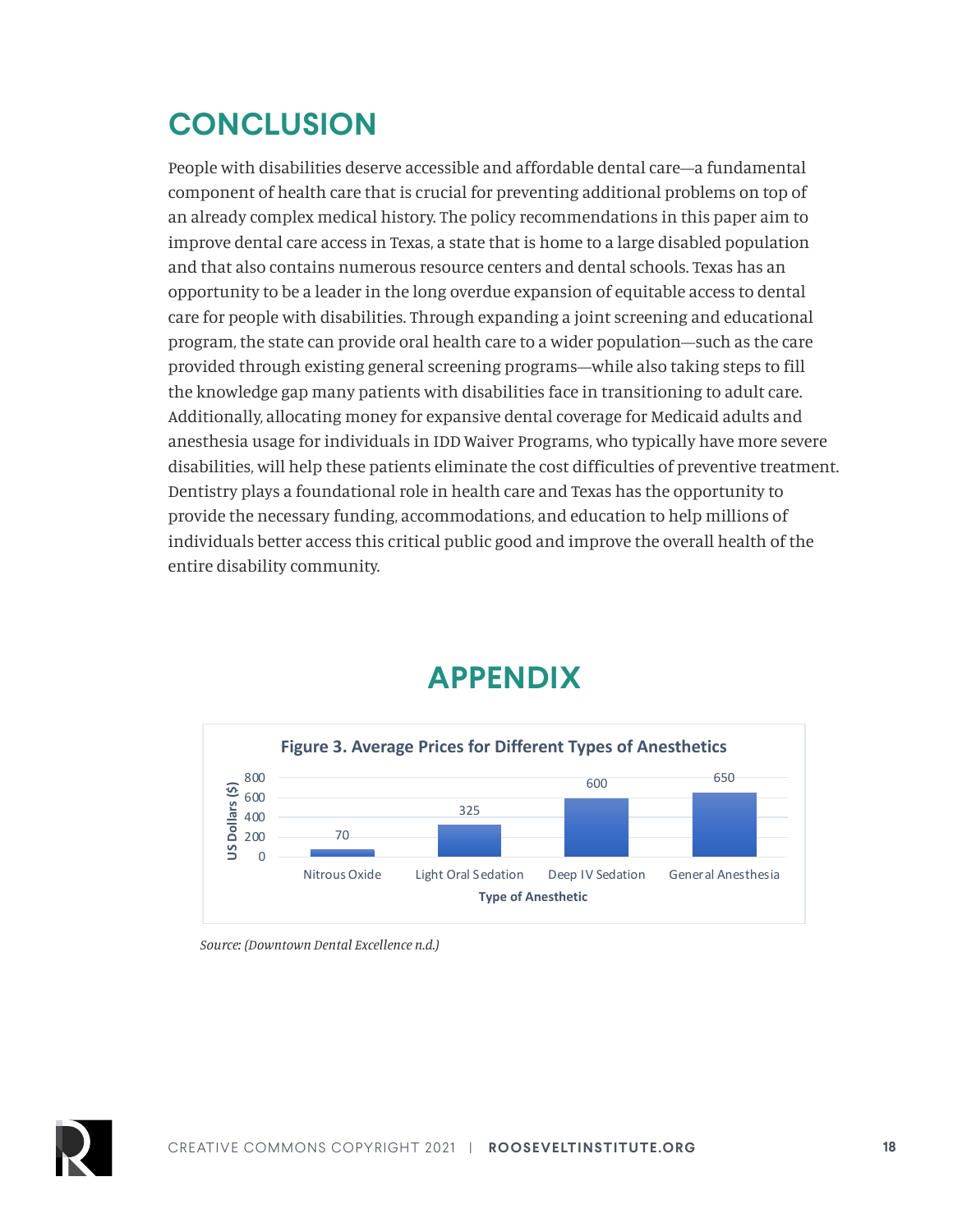## CONCLUSION

People with disabilities deserve accessible and affordable dental care—a fundamental component of health care that is crucial for preventing additional problems on top of an already complex medical history. The policy recommendations in this paper aim to improve dental care access in Texas, a state that is home to a large disabled population and that also contains numerous resource centers and dental schools. Texas has an opportunity to be a leader in the long overdue expansion of equitable access to dental care for people with disabilities. Through expanding a joint screening and educational program, the state can provide oral health care to a wider population—such as the care provided through existing general screening programs—while also taking steps to fill the knowledge gap many patients with disabilities face in transitioning to adult care. Additionally, allocating money for expansive dental coverage for Medicaid adults and anesthesia usage for individuals in IDD Waiver Programs, who typically have more severe disabilities, will help these patients eliminate the cost difficulties of preventive treatment. Dentistry plays a foundational role in health care and Texas has the opportunity to provide the necessary funding, accommodations, and education to help millions of individuals better access this critical public good and improve the overall health of the entire disability community.

## APPENDIX

**Figure 3. Average Prices for Different Types of Anesthetics**

| Type of Anesthetic | US Dollars ($) |
|---|---|
| Nitrous Oxide | 70 |
| Light Oral Sedation | 325 |
| Deep IV Sedation | 600 |
| General Anesthesia | 650 |

*Source: (Downtown Dental Excellence n.d.)*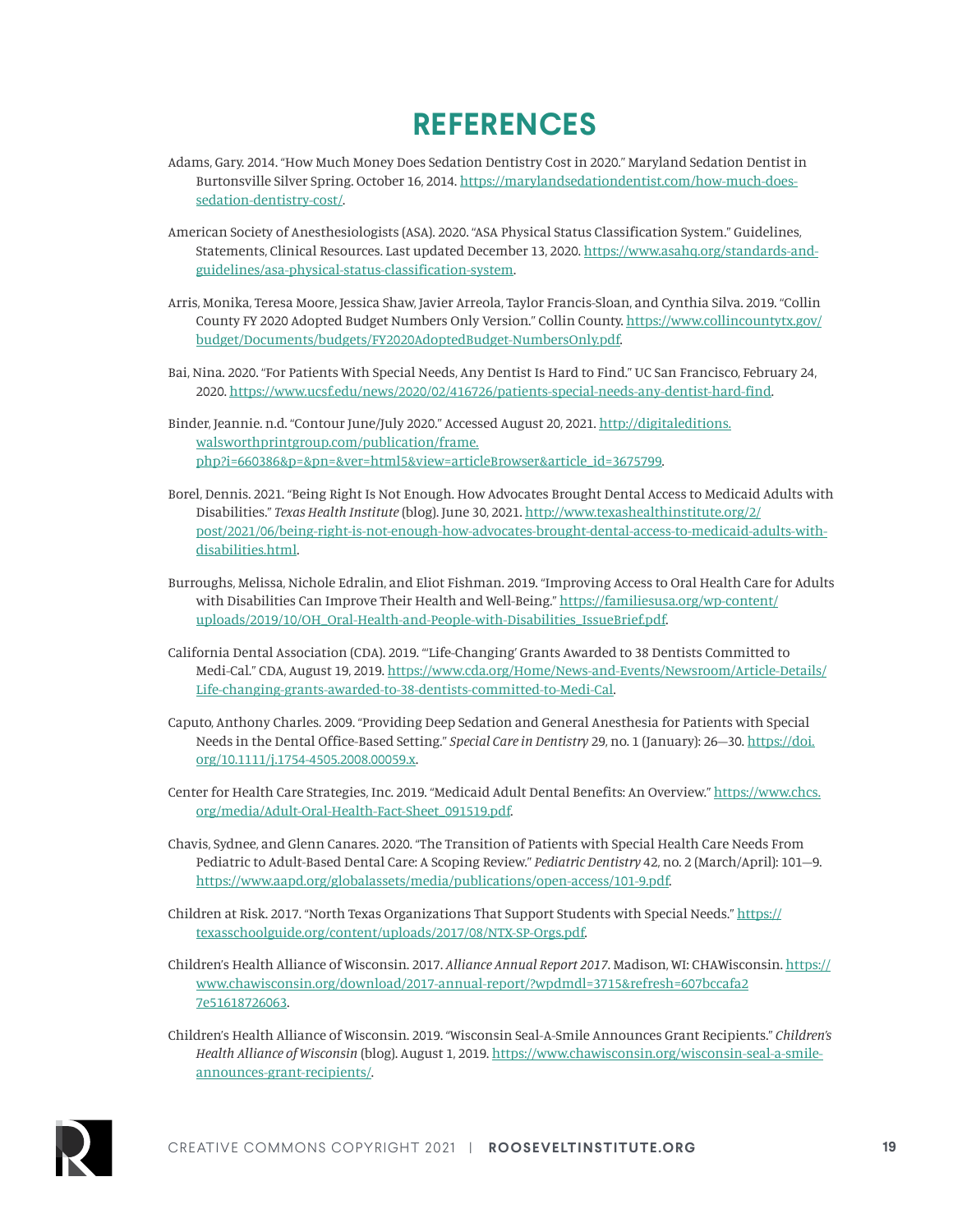# REFERENCES

Adams, Gary. 2014. "How Much Money Does Sedation Dentistry Cost in 2020." Maryland Sedation Dentist in Burtonsville Silver Spring. October 16, 2014. https://marylandsedationdentist.com/how-much-does-sedation-dentistry-cost/.

American Society of Anesthesiologists (ASA). 2020. "ASA Physical Status Classification System." Guidelines, Statements, Clinical Resources. Last updated December 13, 2020. https://www.asahq.org/standards-and-guidelines/asa-physical-status-classification-system.

Arris, Monika, Teresa Moore, Jessica Shaw, Javier Arreola, Taylor Francis-Sloan, and Cynthia Silva. 2019. "Collin County FY 2020 Adopted Budget Numbers Only Version." Collin County. https://www.collincountytx.gov/budget/Documents/budgets/FY2020AdoptedBudget-NumbersOnly.pdf.

Bai, Nina. 2020. "For Patients With Special Needs, Any Dentist Is Hard to Find." UC San Francisco, February 24, 2020. https://www.ucsf.edu/news/2020/02/416726/patients-special-needs-any-dentist-hard-find.

Binder, Jeannie. n.d. "Contour June/July 2020." Accessed August 20, 2021. http://digitaleditions.walsworthprintgroup.com/publication/frame.php?i=660386&p=&pn=&ver=html5&view=articleBrowser&article_id=3675799.

Borel, Dennis. 2021. "Being Right Is Not Enough. How Advocates Brought Dental Access to Medicaid Adults with Disabilities." *Texas Health Institute* (blog). June 30, 2021. http://www.texashealthinstitute.org/2/post/2021/06/being-right-is-not-enough-how-advocates-brought-dental-access-to-medicaid-adults-with-disabilities.html.

Burroughs, Melissa, Nichole Edralin, and Eliot Fishman. 2019. "Improving Access to Oral Health Care for Adults with Disabilities Can Improve Their Health and Well-Being." https://familiesusa.org/wp-content/uploads/2019/10/OH_Oral-Health-and-People-with-Disabilities_IssueBrief.pdf.

California Dental Association (CDA). 2019. "'Life-Changing' Grants Awarded to 38 Dentists Committed to Medi-Cal." CDA, August 19, 2019. https://www.cda.org/Home/News-and-Events/Newsroom/Article-Details/Life-changing-grants-awarded-to-38-dentists-committed-to-Medi-Cal.

Caputo, Anthony Charles. 2009. "Providing Deep Sedation and General Anesthesia for Patients with Special Needs in the Dental Office-Based Setting." *Special Care in Dentistry* 29, no. 1 (January): 26—30. https://doi.org/10.1111/j.1754-4505.2008.00059.x.

Center for Health Care Strategies, Inc. 2019. "Medicaid Adult Dental Benefits: An Overview." https://www.chcs.org/media/Adult-Oral-Health-Fact-Sheet_091519.pdf.

Chavis, Sydnee, and Glenn Canares. 2020. "The Transition of Patients with Special Health Care Needs From Pediatric to Adult-Based Dental Care: A Scoping Review." *Pediatric Dentistry* 42, no. 2 (March/April): 101—9. https://www.aapd.org/globalassets/media/publications/open-access/101-9.pdf.

Children at Risk. 2017. "North Texas Organizations That Support Students with Special Needs." https://texasschoolguide.org/content/uploads/2017/08/NTX-SP-Orgs.pdf.

Children's Health Alliance of Wisconsin. 2017. *Alliance Annual Report 2017*. Madison, WI: CHAWisconsin. https://www.chawisconsin.org/download/2017-annual-report/?wpdmdl=3715&refresh=607bccafa27e51618726063.

Children's Health Alliance of Wisconsin. 2019. "Wisconsin Seal-A-Smile Announces Grant Recipients." *Children's Health Alliance of Wisconsin* (blog). August 1, 2019. https://www.chawisconsin.org/wisconsin-seal-a-smile-announces-grant-recipients/.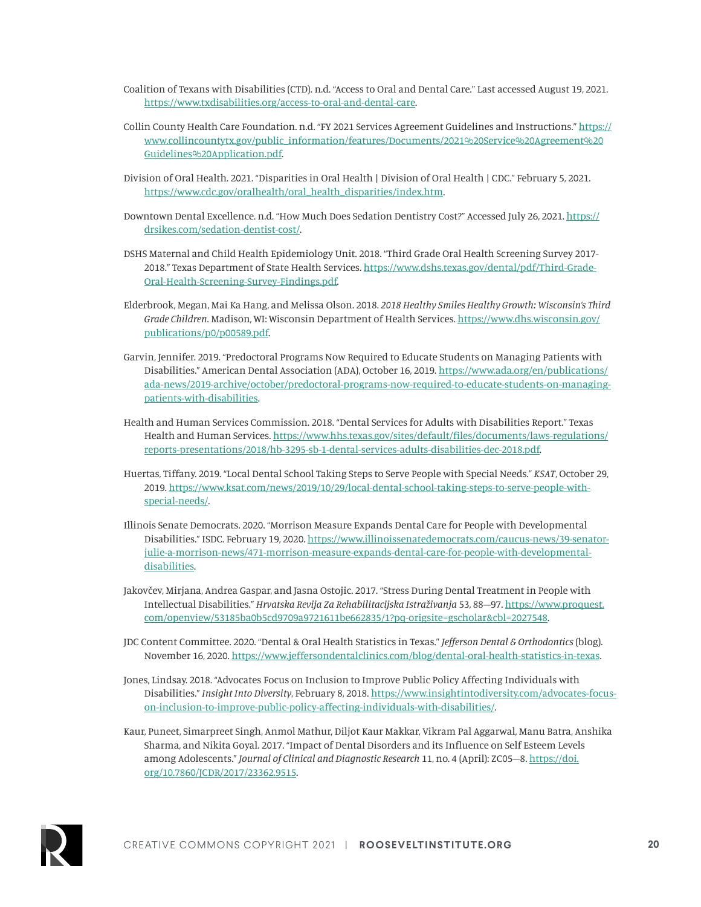Coalition of Texans with Disabilities (CTD). n.d. "Access to Oral and Dental Care." Last accessed August 19, 2021. https://www.txdisabilities.org/access-to-oral-and-dental-care.

Collin County Health Care Foundation. n.d. "FY 2021 Services Agreement Guidelines and Instructions." https://www.collincountytx.gov/public_information/features/Documents/2021%20Service%20Agreement%20Guidelines%20Application.pdf.

Division of Oral Health. 2021. "Disparities in Oral Health | Division of Oral Health | CDC." February 5, 2021. https://www.cdc.gov/oralhealth/oral_health_disparities/index.htm.

Downtown Dental Excellence. n.d. "How Much Does Sedation Dentistry Cost?" Accessed July 26, 2021. https://drsikes.com/sedation-dentist-cost/.

DSHS Maternal and Child Health Epidemiology Unit. 2018. "Third Grade Oral Health Screening Survey 2017-2018." Texas Department of State Health Services. https://www.dshs.texas.gov/dental/pdf/Third-Grade-Oral-Health-Screening-Survey-Findings.pdf.

Elderbrook, Megan, Mai Ka Hang, and Melissa Olson. 2018. *2018 Healthy Smiles Healthy Growth: Wisconsin's Third Grade Children*. Madison, WI: Wisconsin Department of Health Services. https://www.dhs.wisconsin.gov/publications/p0/p00589.pdf.

Garvin, Jennifer. 2019. "Predoctoral Programs Now Required to Educate Students on Managing Patients with Disabilities." American Dental Association (ADA), October 16, 2019. https://www.ada.org/en/publications/ada-news/2019-archive/october/predoctoral-programs-now-required-to-educate-students-on-managing-patients-with-disabilities.

Health and Human Services Commission. 2018. "Dental Services for Adults with Disabilities Report." Texas Health and Human Services. https://www.hhs.texas.gov/sites/default/files/documents/laws-regulations/reports-presentations/2018/hb-3295-sb-1-dental-services-adults-disabilities-dec-2018.pdf.

Huertas, Tiffany. 2019. "Local Dental School Taking Steps to Serve People with Special Needs." *KSAT*, October 29, 2019. https://www.ksat.com/news/2019/10/29/local-dental-school-taking-steps-to-serve-people-with-special-needs/.

Illinois Senate Democrats. 2020. "Morrison Measure Expands Dental Care for People with Developmental Disabilities." ISDC. February 19, 2020. https://www.illinoissenatedemocrats.com/caucus-news/39-senator-julie-a-morrison-news/471-morrison-measure-expands-dental-care-for-people-with-developmental-disabilities.

Jakovčev, Mirjana, Andrea Gaspar, and Jasna Ostojic. 2017. "Stress During Dental Treatment in People with Intellectual Disabilities." *Hrvatska Revija Za Rehabilitacijska Istraživanja* 53, 88—97. https://www.proquest.com/openview/53185ba0b5cd9709a9721611be662835/1?pq-origsite=gscholar&cbl=2027548.

JDC Content Committee. 2020. "Dental & Oral Health Statistics in Texas." *Jefferson Dental & Orthodontics* (blog). November 16, 2020. https://www.jeffersondentalclinics.com/blog/dental-oral-health-statistics-in-texas.

Jones, Lindsay. 2018. "Advocates Focus on Inclusion to Improve Public Policy Affecting Individuals with Disabilities." *Insight Into Diversity*, February 8, 2018. https://www.insightintodiversity.com/advocates-focus-on-inclusion-to-improve-public-policy-affecting-individuals-with-disabilities/.

Kaur, Puneet, Simarpreet Singh, Anmol Mathur, Diljot Kaur Makkar, Vikram Pal Aggarwal, Manu Batra, Anshika Sharma, and Nikita Goyal. 2017. "Impact of Dental Disorders and its Influence on Self Esteem Levels among Adolescents." *Journal of Clinical and Diagnostic Research* 11, no. 4 (April): ZC05—8. https://doi.org/10.7860/JCDR/2017/23362.9515.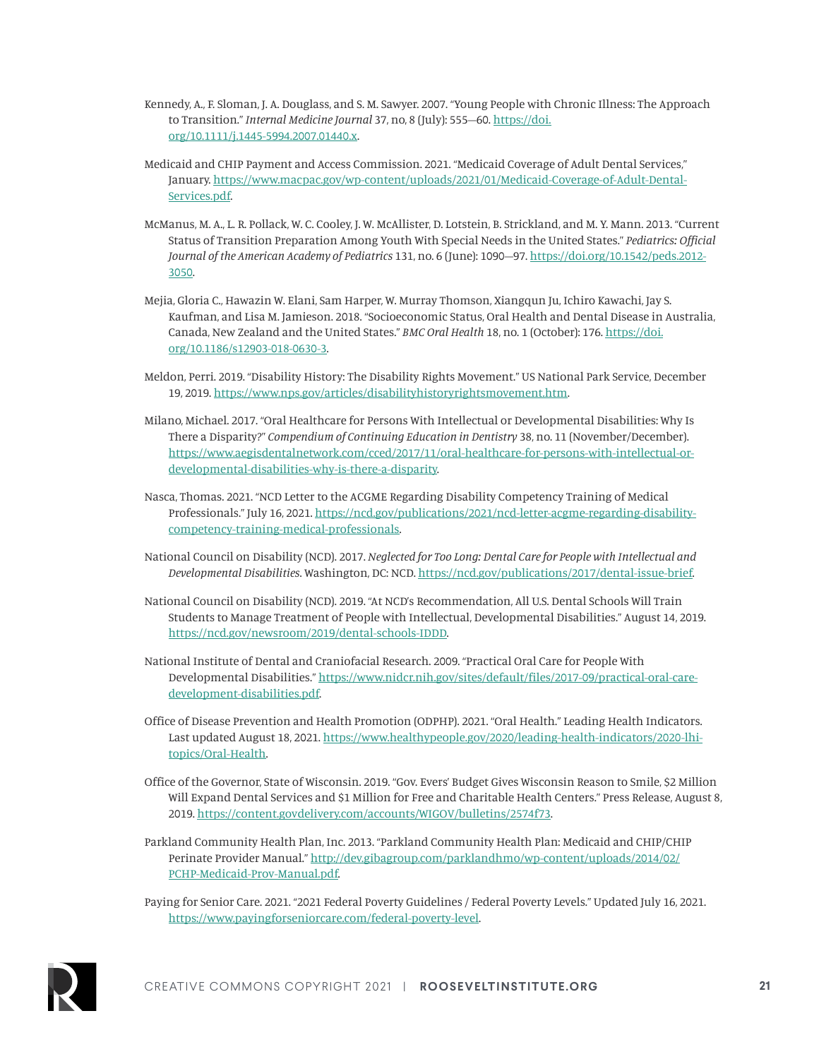Kennedy, A., F. Sloman, J. A. Douglass, and S. M. Sawyer. 2007. "Young People with Chronic Illness: The Approach to Transition." *Internal Medicine Journal* 37, no, 8 (July): 555—60. https://doi.org/10.1111/j.1445-5994.2007.01440.x.

Medicaid and CHIP Payment and Access Commission. 2021. "Medicaid Coverage of Adult Dental Services," January. https://www.macpac.gov/wp-content/uploads/2021/01/Medicaid-Coverage-of-Adult-Dental-Services.pdf.

McManus, M. A., L. R. Pollack, W. C. Cooley, J. W. McAllister, D. Lotstein, B. Strickland, and M. Y. Mann. 2013. "Current Status of Transition Preparation Among Youth With Special Needs in the United States." *Pediatrics: Official Journal of the American Academy of Pediatrics* 131, no. 6 (June): 1090—97. https://doi.org/10.1542/peds.2012-3050.

Mejia, Gloria C., Hawazin W. Elani, Sam Harper, W. Murray Thomson, Xiangqun Ju, Ichiro Kawachi, Jay S. Kaufman, and Lisa M. Jamieson. 2018. "Socioeconomic Status, Oral Health and Dental Disease in Australia, Canada, New Zealand and the United States." *BMC Oral Health* 18, no. 1 (October): 176. https://doi.org/10.1186/s12903-018-0630-3.

Meldon, Perri. 2019. "Disability History: The Disability Rights Movement." US National Park Service, December 19, 2019. https://www.nps.gov/articles/disabilityhistoryrightsmovement.htm.

Milano, Michael. 2017. "Oral Healthcare for Persons With Intellectual or Developmental Disabilities: Why Is There a Disparity?" *Compendium of Continuing Education in Dentistry* 38, no. 11 (November/December). https://www.aegisdentalnetwork.com/cced/2017/11/oral-healthcare-for-persons-with-intellectual-or-developmental-disabilities-why-is-there-a-disparity.

Nasca, Thomas. 2021. "NCD Letter to the ACGME Regarding Disability Competency Training of Medical Professionals." July 16, 2021. https://ncd.gov/publications/2021/ncd-letter-acgme-regarding-disability-competency-training-medical-professionals.

National Council on Disability (NCD). 2017. *Neglected for Too Long: Dental Care for People with Intellectual and Developmental Disabilities*. Washington, DC: NCD. https://ncd.gov/publications/2017/dental-issue-brief.

National Council on Disability (NCD). 2019. "At NCD's Recommendation, All U.S. Dental Schools Will Train Students to Manage Treatment of People with Intellectual, Developmental Disabilities." August 14, 2019. https://ncd.gov/newsroom/2019/dental-schools-IDDD.

National Institute of Dental and Craniofacial Research. 2009. "Practical Oral Care for People With Developmental Disabilities." https://www.nidcr.nih.gov/sites/default/files/2017-09/practical-oral-care-development-disabilities.pdf.

Office of Disease Prevention and Health Promotion (ODPHP). 2021. "Oral Health." Leading Health Indicators. Last updated August 18, 2021. https://www.healthypeople.gov/2020/leading-health-indicators/2020-lhi-topics/Oral-Health.

Office of the Governor, State of Wisconsin. 2019. "Gov. Evers' Budget Gives Wisconsin Reason to Smile, $2 Million Will Expand Dental Services and $1 Million for Free and Charitable Health Centers." Press Release, August 8, 2019. https://content.govdelivery.com/accounts/WIGOV/bulletins/2574f73.

Parkland Community Health Plan, Inc. 2013. "Parkland Community Health Plan: Medicaid and CHIP/CHIP Perinate Provider Manual." http://dev.gibagroup.com/parklandhmo/wp-content/uploads/2014/02/PCHP-Medicaid-Prov-Manual.pdf.

Paying for Senior Care. 2021. "2021 Federal Poverty Guidelines / Federal Poverty Levels." Updated July 16, 2021. https://www.payingforseniorcare.com/federal-poverty-level.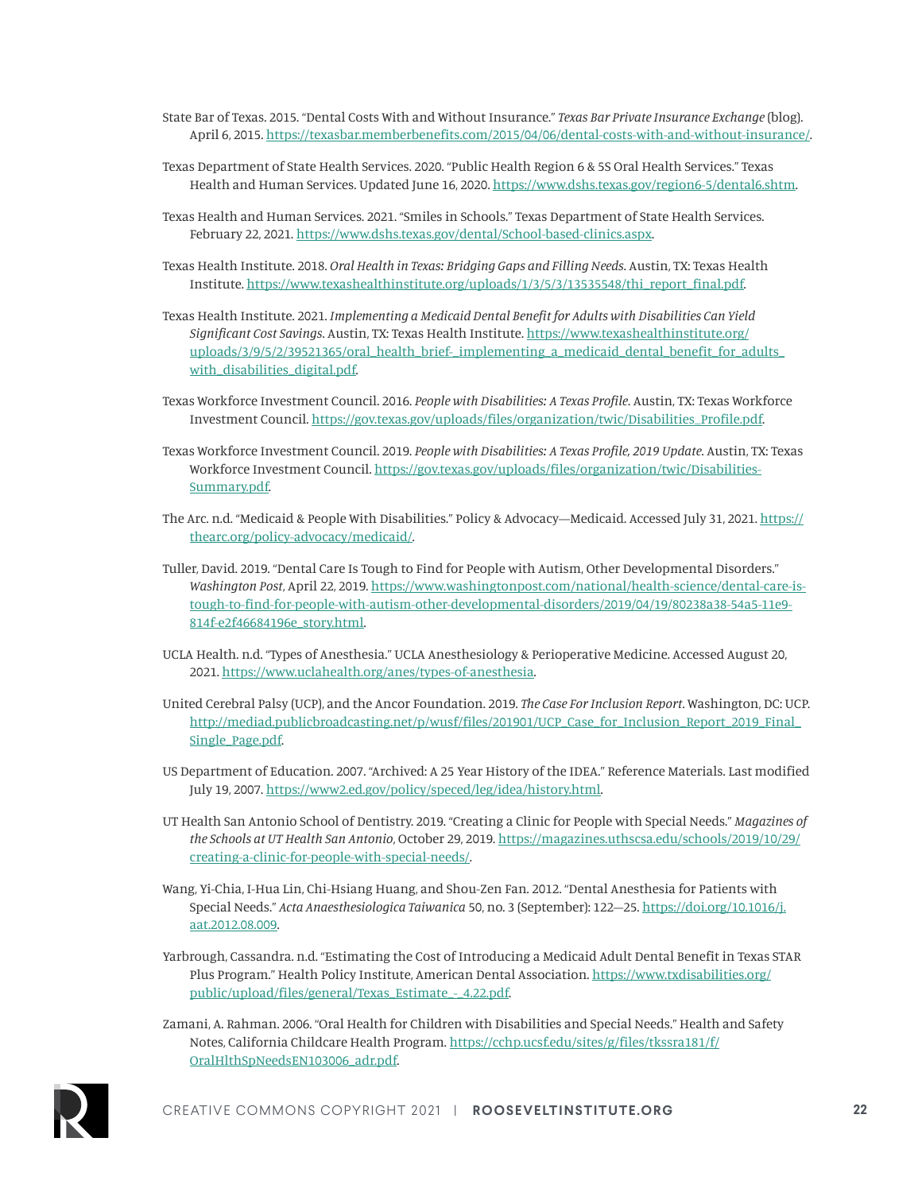State Bar of Texas. 2015. "Dental Costs With and Without Insurance." *Texas Bar Private Insurance Exchange* (blog). April 6, 2015. https://texasbar.memberbenefits.com/2015/04/06/dental-costs-with-and-without-insurance/.

Texas Department of State Health Services. 2020. "Public Health Region 6 & 5S Oral Health Services." Texas Health and Human Services. Updated June 16, 2020. https://www.dshs.texas.gov/region6-5/dental6.shtm.

Texas Health and Human Services. 2021. "Smiles in Schools." Texas Department of State Health Services. February 22, 2021. https://www.dshs.texas.gov/dental/School-based-clinics.aspx.

Texas Health Institute. 2018. *Oral Health in Texas: Bridging Gaps and Filling Needs*. Austin, TX: Texas Health Institute. https://www.texashealthinstitute.org/uploads/1/3/5/3/13535548/thi_report_final.pdf.

Texas Health Institute. 2021. *Implementing a Medicaid Dental Benefit for Adults with Disabilities Can Yield Significant Cost Savings*. Austin, TX: Texas Health Institute. https://www.texashealthinstitute.org/uploads/3/9/5/2/39521365/oral_health_brief-_implementing_a_medicaid_dental_benefit_for_adults_with_disabilities_digital.pdf.

Texas Workforce Investment Council. 2016. *People with Disabilities: A Texas Profile*. Austin, TX: Texas Workforce Investment Council. https://gov.texas.gov/uploads/files/organization/twic/Disabilities_Profile.pdf.

Texas Workforce Investment Council. 2019. *People with Disabilities: A Texas Profile, 2019 Update*. Austin, TX: Texas Workforce Investment Council. https://gov.texas.gov/uploads/files/organization/twic/Disabilities-Summary.pdf.

The Arc. n.d. "Medicaid & People With Disabilities." Policy & Advocacy—Medicaid. Accessed July 31, 2021. https://thearc.org/policy-advocacy/medicaid/.

Tuller, David. 2019. "Dental Care Is Tough to Find for People with Autism, Other Developmental Disorders." *Washington Post*, April 22, 2019. https://www.washingtonpost.com/national/health-science/dental-care-is-tough-to-find-for-people-with-autism-other-developmental-disorders/2019/04/19/80238a38-54a5-11e9-814f-e2f46684196e_story.html.

UCLA Health. n.d. "Types of Anesthesia." UCLA Anesthesiology & Perioperative Medicine. Accessed August 20, 2021. https://www.uclahealth.org/anes/types-of-anesthesia.

United Cerebral Palsy (UCP), and the Ancor Foundation. 2019. *The Case For Inclusion Report*. Washington, DC: UCP. http://mediad.publicbroadcasting.net/p/wusf/files/201901/UCP_Case_for_Inclusion_Report_2019_Final_Single_Page.pdf.

US Department of Education. 2007. "Archived: A 25 Year History of the IDEA." Reference Materials. Last modified July 19, 2007. https://www2.ed.gov/policy/speced/leg/idea/history.html.

UT Health San Antonio School of Dentistry. 2019. "Creating a Clinic for People with Special Needs." *Magazines of the Schools at UT Health San Antonio*, October 29, 2019. https://magazines.uthscsa.edu/schools/2019/10/29/creating-a-clinic-for-people-with-special-needs/.

Wang, Yi-Chia, I-Hua Lin, Chi-Hsiang Huang, and Shou-Zen Fan. 2012. "Dental Anesthesia for Patients with Special Needs." *Acta Anaesthesiologica Taiwanica* 50, no. 3 (September): 122—25. https://doi.org/10.1016/j.aat.2012.08.009.

Yarbrough, Cassandra. n.d. "Estimating the Cost of Introducing a Medicaid Adult Dental Benefit in Texas STAR Plus Program." Health Policy Institute, American Dental Association. https://www.txdisabilities.org/public/upload/files/general/Texas_Estimate_-_4.22.pdf.

Zamani, A. Rahman. 2006. "Oral Health for Children with Disabilities and Special Needs." Health and Safety Notes, California Childcare Health Program. https://cchp.ucsf.edu/sites/g/files/tkssra181/f/OralHlthSpNeedsEN103006_adr.pdf.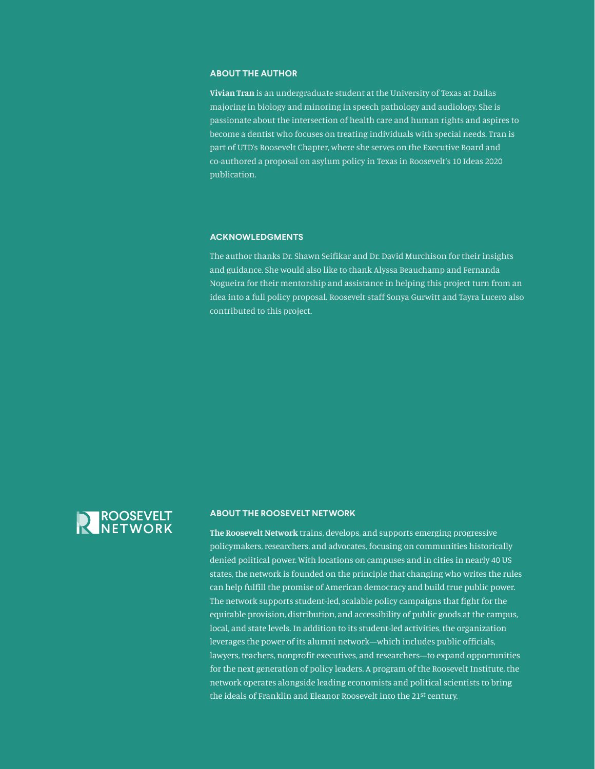## ABOUT THE AUTHOR

**Vivian Tran** is an undergraduate student at the University of Texas at Dallas majoring in biology and minoring in speech pathology and audiology. She is passionate about the intersection of health care and human rights and aspires to become a dentist who focuses on treating individuals with special needs. Tran is part of UTD's Roosevelt Chapter, where she serves on the Executive Board and co-authored a proposal on asylum policy in Texas in Roosevelt's 10 Ideas 2020 publication.

## ACKNOWLEDGMENTS

The author thanks Dr. Shawn Seifikar and Dr. David Murchison for their insights and guidance. She would also like to thank Alyssa Beauchamp and Fernanda Nogueira for their mentorship and assistance in helping this project turn from an idea into a full policy proposal. Roosevelt staff Sonya Gurwitt and Tayra Lucero also contributed to this project.

ROOSEVELT NETWORK

## ABOUT THE ROOSEVELT NETWORK

**The Roosevelt Network** trains, develops, and supports emerging progressive policymakers, researchers, and advocates, focusing on communities historically denied political power. With locations on campuses and in cities in nearly 40 US states, the network is founded on the principle that changing who writes the rules can help fulfill the promise of American democracy and build true public power. The network supports student-led, scalable policy campaigns that fight for the equitable provision, distribution, and accessibility of public goods at the campus, local, and state levels. In addition to its student-led activities, the organization leverages the power of its alumni network—which includes public officials, lawyers, teachers, nonprofit executives, and researchers—to expand opportunities for the next generation of policy leaders. A program of the Roosevelt Institute, the network operates alongside leading economists and political scientists to bring the ideals of Franklin and Eleanor Roosevelt into the 21st century.